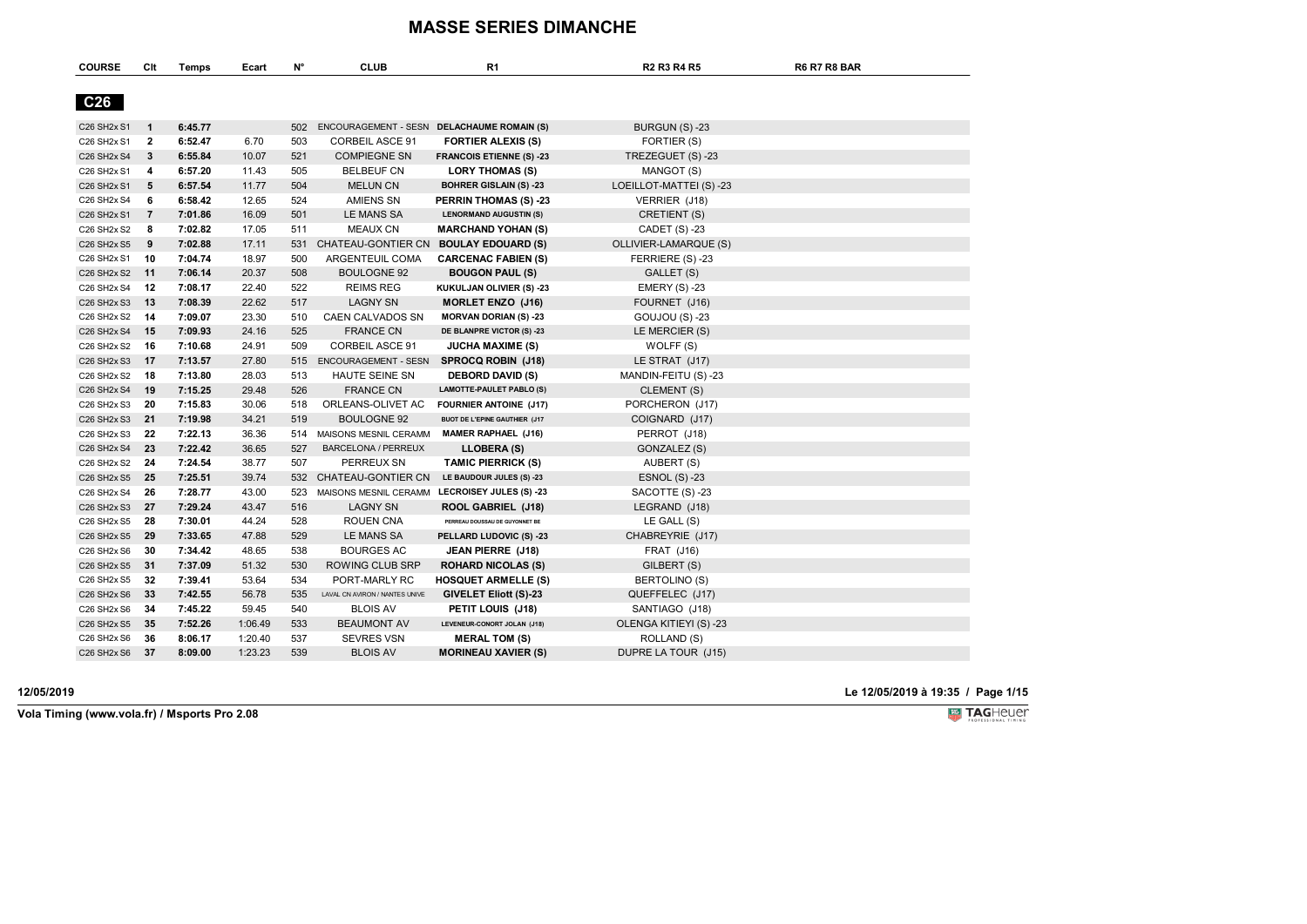# MASSE SERIES DIMANCHE

## C26

| COURSE | Clt | Temps | Ecart | N° | CLUB | R1 | R2 R3 R4 R5 | R6 R7 R8 BAR |
|---|---|---|---|---|---|---|---|---|
| C26 SH2x S1 | **1** | **6:45.77** | | 502 | ENCOURAGEMENT - SESN | **DELACHAUME ROMAIN (S)** | BURGUN (S) -23 | |
| C26 SH2x S1 | **2** | **6:52.47** | 6.70 | 503 | CORBEIL ASCE 91 | **FORTIER ALEXIS (S)** | FORTIER (S) | |
| C26 SH2x S4 | **3** | **6:55.84** | 10.07 | 521 | COMPIEGNE SN | **FRANCOIS ETIENNE (S) -23** | TREZEGUET (S) -23 | |
| C26 SH2x S1 | **4** | **6:57.20** | 11.43 | 505 | BELBEUF CN | **LORY THOMAS (S)** | MANGOT (S) | |
| C26 SH2x S1 | **5** | **6:57.54** | 11.77 | 504 | MELUN CN | **BOHRER GISLAIN (S) -23** | LOEILLOT-MATTEI (S) -23 | |
| C26 SH2x S4 | **6** | **6:58.42** | 12.65 | 524 | AMIENS SN | **PERRIN THOMAS (S) -23** | VERRIER (J18) | |
| C26 SH2x S1 | **7** | **7:01.86** | 16.09 | 501 | LE MANS SA | **LENORMAND AUGUSTIN (S)** | CRETIENT (S) | |
| C26 SH2x S2 | **8** | **7:02.82** | 17.05 | 511 | MEAUX CN | **MARCHAND YOHAN (S)** | CADET (S) -23 | |
| C26 SH2x S5 | **9** | **7:02.88** | 17.11 | 531 | CHATEAU-GONTIER CN | **BOULAY EDOUARD (S)** | OLLIVIER-LAMARQUE (S) | |
| C26 SH2x S1 | **10** | **7:04.74** | 18.97 | 500 | ARGENTEUIL COMA | **CARCENAC FABIEN (S)** | FERRIERE (S) -23 | |
| C26 SH2x S2 | **11** | **7:06.14** | 20.37 | 508 | BOULOGNE 92 | **BOUGON PAUL (S)** | GALLET (S) | |
| C26 SH2x S4 | **12** | **7:08.17** | 22.40 | 522 | REIMS REG | **KUKULJAN OLIVIER (S) -23** | EMERY (S) -23 | |
| C26 SH2x S3 | **13** | **7:08.39** | 22.62 | 517 | LAGNY SN | **MORLET ENZO (J16)** | FOURNET (J16) | |
| C26 SH2x S2 | **14** | **7:09.07** | 23.30 | 510 | CAEN CALVADOS SN | **MORVAN DORIAN (S) -23** | GOUJOU (S) -23 | |
| C26 SH2x S4 | **15** | **7:09.93** | 24.16 | 525 | FRANCE CN | **DE BLANPRE VICTOR (S) -23** | LE MERCIER (S) | |
| C26 SH2x S2 | **16** | **7:10.68** | 24.91 | 509 | CORBEIL ASCE 91 | **JUCHA MAXIME (S)** | WOLFF (S) | |
| C26 SH2x S3 | **17** | **7:13.57** | 27.80 | 515 | ENCOURAGEMENT - SESN | **SPROCQ ROBIN (J18)** | LE STRAT (J17) | |
| C26 SH2x S2 | **18** | **7:13.80** | 28.03 | 513 | HAUTE SEINE SN | **DEBORD DAVID (S)** | MANDIN-FEITU (S) -23 | |
| C26 SH2x S4 | **19** | **7:15.25** | 29.48 | 526 | FRANCE CN | **LAMOTTE-PAULET PABLO (S)** | CLEMENT (S) | |
| C26 SH2x S3 | **20** | **7:15.83** | 30.06 | 518 | ORLEANS-OLIVET AC | **FOURNIER ANTOINE (J17)** | PORCHERON (J17) | |
| C26 SH2x S3 | **21** | **7:19.98** | 34.21 | 519 | BOULOGNE 92 | **BUOT DE L'EPINE GAUTHIER (J17** | COIGNARD (J17) | |
| C26 SH2x S3 | **22** | **7:22.13** | 36.36 | 514 | MAISONS MESNIL CERAMM | **MAMER RAPHAEL (J16)** | PERROT (J18) | |
| C26 SH2x S4 | **23** | **7:22.42** | 36.65 | 527 | BARCELONA / PERREUX | **LLOBERA (S)** | GONZALEZ (S) | |
| C26 SH2x S2 | **24** | **7:24.54** | 38.77 | 507 | PERREUX SN | **TAMIC PIERRICK (S)** | AUBERT (S) | |
| C26 SH2x S5 | **25** | **7:25.51** | 39.74 | 532 | CHATEAU-GONTIER CN | **LE BAUDOUR JULES (S) -23** | ESNOL (S) -23 | |
| C26 SH2x S4 | **26** | **7:28.77** | 43.00 | 523 | MAISONS MESNIL CERAMM | **LECROISEY JULES (S) -23** | SACOTTE (S) -23 | |
| C26 SH2x S3 | **27** | **7:29.24** | 43.47 | 516 | LAGNY SN | **ROOL GABRIEL (J18)** | LEGRAND (J18) | |
| C26 SH2x S5 | **28** | **7:30.01** | 44.24 | 528 | ROUEN CNA | **PERREAU DOUSSAU DE GUYONNET BE** | LE GALL (S) | |
| C26 SH2x S5 | **29** | **7:33.65** | 47.88 | 529 | LE MANS SA | **PELLARD LUDOVIC (S) -23** | CHABREYRIE (J17) | |
| C26 SH2x S6 | **30** | **7:34.42** | 48.65 | 538 | BOURGES AC | **JEAN PIERRE (J18)** | FRAT (J16) | |
| C26 SH2x S5 | **31** | **7:37.09** | 51.32 | 530 | ROWING CLUB SRP | **ROHARD NICOLAS (S)** | GILBERT (S) | |
| C26 SH2x S5 | **32** | **7:39.41** | 53.64 | 534 | PORT-MARLY RC | **HOSQUET ARMELLE (S)** | BERTOLINO (S) | |
| C26 SH2x S6 | **33** | **7:42.55** | 56.78 | 535 | LAVAL CN AVIRON / NANTES UNIVE | **GIVELET Eliott (S)-23** | QUEFFELEC (J17) | |
| C26 SH2x S6 | **34** | **7:45.22** | 59.45 | 540 | BLOIS AV | **PETIT LOUIS (J18)** | SANTIAGO (J18) | |
| C26 SH2x S5 | **35** | **7:52.26** | 1:06.49 | 533 | BEAUMONT AV | **LEVENEUR-CONORT JOLAN (J18)** | OLENGA KITIEYI (S) -23 | |
| C26 SH2x S6 | **36** | **8:06.17** | 1:20.40 | 537 | SEVRES VSN | **MERAL TOM (S)** | ROLLAND (S) | |
| C26 SH2x S6 | **37** | **8:09.00** | 1:23.23 | 539 | BLOIS AV | **MORINEAU XAVIER (S)** | DUPRE LA TOUR (J15) | |

**12/05/2019**

**Le 12/05/2019 à 19:35**

**Vola Timing (www.vola.fr) / Msports Pro 2.08**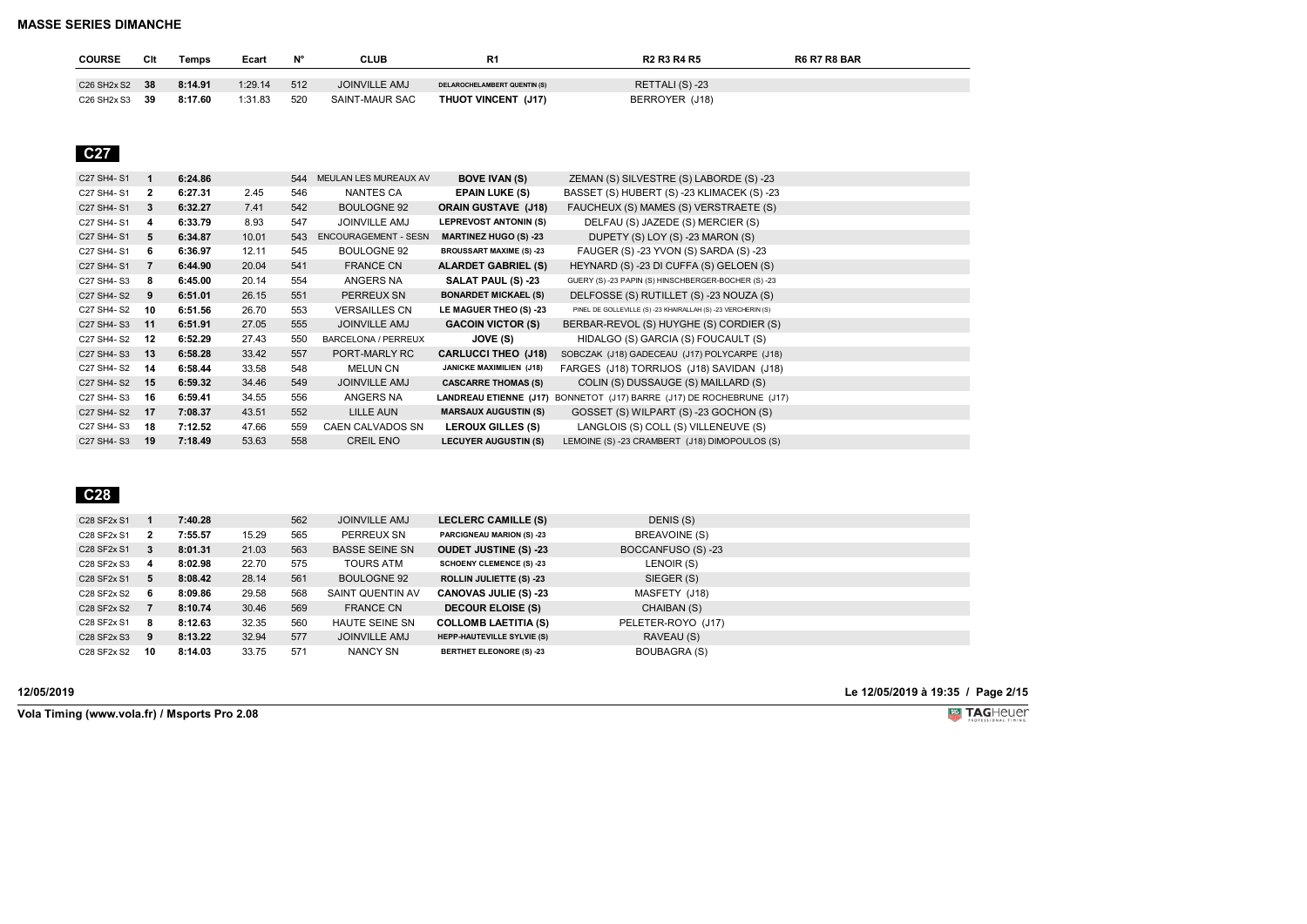# MASSE SERIES DIMANCHE

| COURSE | Clt | Temps | Ecart | N° | CLUB | R1 | R2 R3 R4 R5 | R6 R7 R8 BAR |
|---|---|---|---|---|---|---|---|---|
| C26 SH2x S2 | **38** | **8:14.91** | 1:29.14 | 512 | JOINVILLE AMJ | **DELAROCHELAMBERT QUENTIN (S)** | RETTALI (S) -23 | |
| C26 SH2x S3 | **39** | **8:17.60** | 1:31.83 | 520 | SAINT-MAUR SAC | **THUOT VINCENT (J17)** | BERROYER (J18) | |

## C27

| COURSE | Clt | Temps | Ecart | N° | CLUB | R1 | R2 R3 R4 R5 | R6 R7 R8 BAR |
|---|---|---|---|---|---|---|---|---|
| C27 SH4- S1 | **1** | **6:24.86** | | 544 | MEULAN LES MUREAUX AV | **BOVE IVAN (S)** | ZEMAN (S) SILVESTRE (S) LABORDE (S) -23 | |
| C27 SH4- S1 | **2** | **6:27.31** | 2.45 | 546 | NANTES CA | **EPAIN LUKE (S)** | BASSET (S) HUBERT (S) -23 KLIMACEK (S) -23 | |
| C27 SH4- S1 | **3** | **6:32.27** | 7.41 | 542 | BOULOGNE 92 | **ORAIN GUSTAVE (J18)** | FAUCHEUX (S) MAMES (S) VERSTRAETE (S) | |
| C27 SH4- S1 | **4** | **6:33.79** | 8.93 | 547 | JOINVILLE AMJ | **LEPREVOST ANTONIN (S)** | DELFAU (S) JAZEDE (S) MERCIER (S) | |
| C27 SH4- S1 | **5** | **6:34.87** | 10.01 | 543 | ENCOURAGEMENT - SESN | **MARTINEZ HUGO (S) -23** | DUPETY (S) LOY (S) -23 MARON (S) | |
| C27 SH4- S1 | **6** | **6:36.97** | 12.11 | 545 | BOULOGNE 92 | **BROUSSART MAXIME (S) -23** | FAUGER (S) -23 YVON (S) SARDA (S) -23 | |
| C27 SH4- S1 | **7** | **6:44.90** | 20.04 | 541 | FRANCE CN | **ALARDET GABRIEL (S)** | HEYNARD (S) -23 DI CUFFA (S) GELOEN (S) | |
| C27 SH4- S3 | **8** | **6:45.00** | 20.14 | 554 | ANGERS NA | **SALAT PAUL (S) -23** | GUERY (S) -23 PAPIN (S) HINSCHBERGER-BOCHER (S) -23 | |
| C27 SH4- S2 | **9** | **6:51.01** | 26.15 | 551 | PERREUX SN | **BONARDET MICKAEL (S)** | DELFOSSE (S) RUTILLET (S) -23 NOUZA (S) | |
| C27 SH4- S2 | **10** | **6:51.56** | 26.70 | 553 | VERSAILLES CN | **LE MAGUER THEO (S) -23** | PINEL DE GOLLEVILLE (S) -23 KHAIRALLAH (S) -23 VERCHERIN (S) | |
| C27 SH4- S3 | **11** | **6:51.91** | 27.05 | 555 | JOINVILLE AMJ | **GACOIN VICTOR (S)** | BERBAR-REVOL (S) HUYGHE (S) CORDIER (S) | |
| C27 SH4- S2 | **12** | **6:52.29** | 27.43 | 550 | BARCELONA / PERREUX | **JOVE (S)** | HIDALGO (S) GARCIA (S) FOUCAULT (S) | |
| C27 SH4- S3 | **13** | **6:58.28** | 33.42 | 557 | PORT-MARLY RC | **CARLUCCI THEO (J18)** | SOBCZAK (J18) GADECEAU (J17) POLYCARPE (J18) | |
| C27 SH4- S2 | **14** | **6:58.44** | 33.58 | 548 | MELUN CN | **JANICKE MAXIMILIEN (J18)** | FARGES (J18) TORRIJOS (J18) SAVIDAN (J18) | |
| C27 SH4- S2 | **15** | **6:59.32** | 34.46 | 549 | JOINVILLE AMJ | **CASCARRE THOMAS (S)** | COLIN (S) DUSSAUGE (S) MAILLARD (S) | |
| C27 SH4- S3 | **16** | **6:59.41** | 34.55 | 556 | ANGERS NA | **LANDREAU ETIENNE (J17)** | BONNETOT (J17) BARRE (J17) DE ROCHEBRUNE (J17) | |
| C27 SH4- S2 | **17** | **7:08.37** | 43.51 | 552 | LILLE AUN | **MARSAUX AUGUSTIN (S)** | GOSSET (S) WILPART (S) -23 GOCHON (S) | |
| C27 SH4- S3 | **18** | **7:12.52** | 47.66 | 559 | CAEN CALVADOS SN | **LEROUX GILLES (S)** | LANGLOIS (S) COLL (S) VILLENEUVE (S) | |
| C27 SH4- S3 | **19** | **7:18.49** | 53.63 | 558 | CREIL ENO | **LECUYER AUGUSTIN (S)** | LEMOINE (S) -23 CRAMBERT (J18) DIMOPOULOS (S) | |

## C28

| COURSE | Clt | Temps | Ecart | N° | CLUB | R1 | R2 R3 R4 R5 | R6 R7 R8 BAR |
|---|---|---|---|---|---|---|---|---|
| C28 SF2x S1 | **1** | **7:40.28** | | 562 | JOINVILLE AMJ | **LECLERC CAMILLE (S)** | DENIS (S) | |
| C28 SF2x S1 | **2** | **7:55.57** | 15.29 | 565 | PERREUX SN | **PARCIGNEAU MARION (S) -23** | BREAVOINE (S) | |
| C28 SF2x S1 | **3** | **8:01.31** | 21.03 | 563 | BASSE SEINE SN | **OUDET JUSTINE (S) -23** | BOCCANFUSO (S) -23 | |
| C28 SF2x S3 | **4** | **8:02.98** | 22.70 | 575 | TOURS ATM | **SCHOENY CLEMENCE (S) -23** | LENOIR (S) | |
| C28 SF2x S1 | **5** | **8:08.42** | 28.14 | 561 | BOULOGNE 92 | **ROLLIN JULIETTE (S) -23** | SIEGER (S) | |
| C28 SF2x S2 | **6** | **8:09.86** | 29.58 | 568 | SAINT QUENTIN AV | **CANOVAS JULIE (S) -23** | MASFETY (J18) | |
| C28 SF2x S2 | **7** | **8:10.74** | 30.46 | 569 | FRANCE CN | **DECOUR ELOISE (S)** | CHAIBAN (S) | |
| C28 SF2x S1 | **8** | **8:12.63** | 32.35 | 560 | HAUTE SEINE SN | **COLLOMB LAETITIA (S)** | PELETER-ROYO (J17) | |
| C28 SF2x S3 | **9** | **8:13.22** | 32.94 | 577 | JOINVILLE AMJ | **HEPP-HAUTEVILLE SYLVIE (S)** | RAVEAU (S) | |
| C28 SF2x S2 | **10** | **8:14.03** | 33.75 | 571 | NANCY SN | **BERTHET ELEONORE (S) -23** | BOUBAGRA (S) | |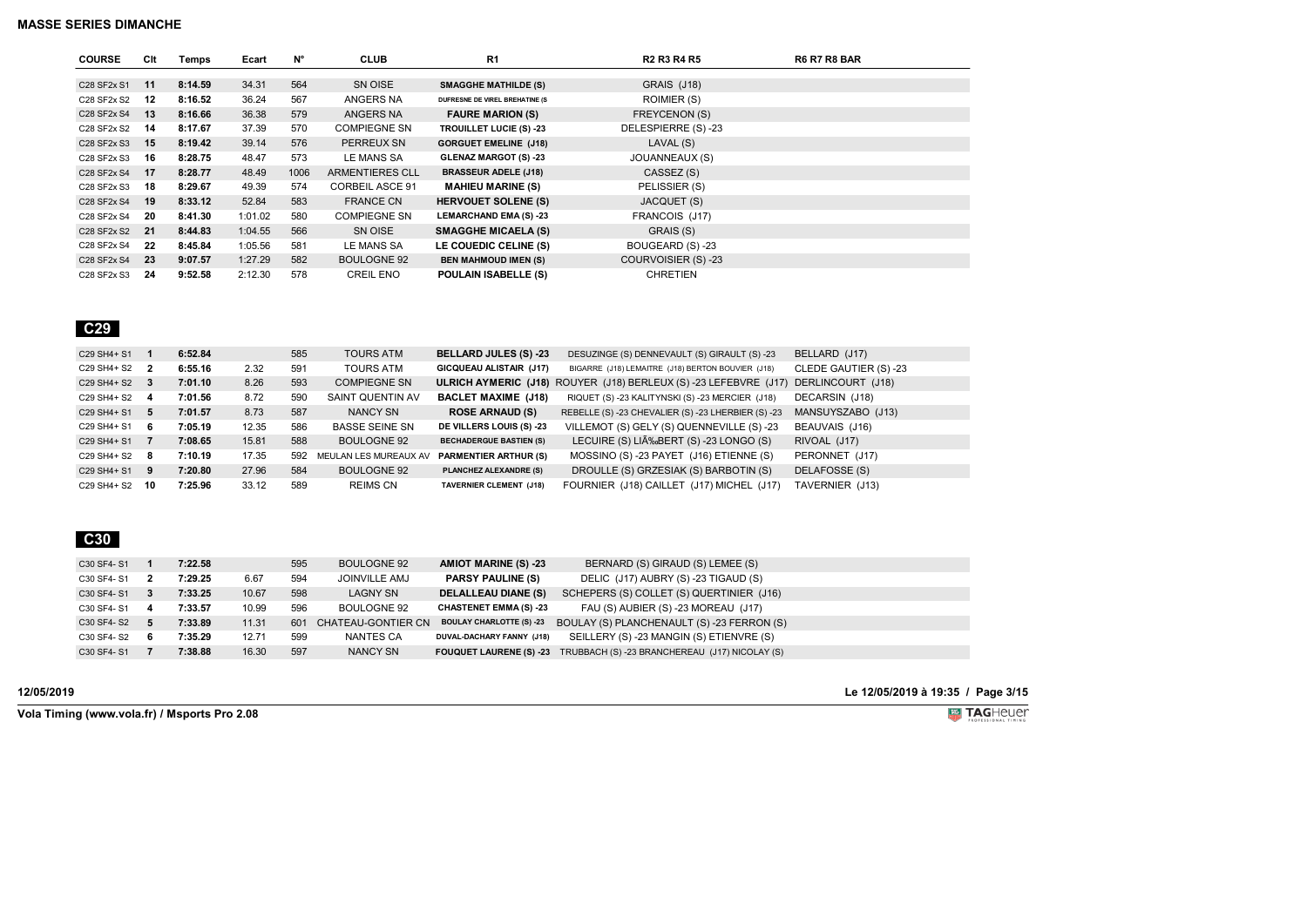# MASSE SERIES DIMANCHE

| COURSE | Clt | Temps | Ecart | N° | CLUB | R1 | R2 R3 R4 R5 | R6 R7 R8 BAR |
|---|---|---|---|---|---|---|---|---|
| C28 SF2x S1 | 11 | 8:14.59 | 34.31 | 564 | SN OISE | SMAGGHE MATHILDE (S) | GRAIS (J18) | |
| C28 SF2x S2 | 12 | 8:16.52 | 36.24 | 567 | ANGERS NA | DUFRESNE DE VIREL BREHATINE (S | ROIMIER (S) | |
| C28 SF2x S4 | 13 | 8:16.66 | 36.38 | 579 | ANGERS NA | FAURE MARION (S) | FREYCENON (S) | |
| C28 SF2x S2 | 14 | 8:17.67 | 37.39 | 570 | COMPIEGNE SN | TROUILLET LUCIE (S) -23 | DELESPIERRE (S) -23 | |
| C28 SF2x S3 | 15 | 8:19.42 | 39.14 | 576 | PERREUX SN | GORGUET EMELINE (J18) | LAVAL (S) | |
| C28 SF2x S3 | 16 | 8:28.75 | 48.47 | 573 | LE MANS SA | GLENAZ MARGOT (S) -23 | JOUANNEAUX (S) | |
| C28 SF2x S4 | 17 | 8:28.77 | 48.49 | 1006 | ARMENTIERES CLL | BRASSEUR ADELE (J18) | CASSEZ (S) | |
| C28 SF2x S3 | 18 | 8:29.67 | 49.39 | 574 | CORBEIL ASCE 91 | MAHIEU MARINE (S) | PELISSIER (S) | |
| C28 SF2x S4 | 19 | 8:33.12 | 52.84 | 583 | FRANCE CN | HERVOUET SOLENE (S) | JACQUET (S) | |
| C28 SF2x S4 | 20 | 8:41.30 | 1:01.02 | 580 | COMPIEGNE SN | LEMARCHAND EMA (S) -23 | FRANCOIS (J17) | |
| C28 SF2x S2 | 21 | 8:44.83 | 1:04.55 | 566 | SN OISE | SMAGGHE MICAELA (S) | GRAIS (S) | |
| C28 SF2x S4 | 22 | 8:45.84 | 1:05.56 | 581 | LE MANS SA | LE COUEDIC CELINE (S) | BOUGEARD (S) -23 | |
| C28 SF2x S4 | 23 | 9:07.57 | 1:27.29 | 582 | BOULOGNE 92 | BEN MAHMOUD IMEN (S) | COURVOISIER (S) -23 | |
| C28 SF2x S3 | 24 | 9:52.58 | 2:12.30 | 578 | CREIL ENO | POULAIN ISABELLE (S) | CHRETIEN | |

## C29

| COURSE | Clt | Temps | Ecart | N° | CLUB | R1 | R2 R3 R4 R5 | R6 R7 R8 BAR |
|---|---|---|---|---|---|---|---|---|
| C29 SH4+ S1 | 1 | 6:52.84 | | 585 | TOURS ATM | BELLARD JULES (S) -23 | DESUZINGE (S) DENNEVAULT (S) GIRAULT (S) -23 | BELLARD (J17) |
| C29 SH4+ S2 | 2 | 6:55.16 | 2.32 | 591 | TOURS ATM | GICQUEAU ALISTAIR (J17) | BIGARRE (J18) LEMAITRE (J18) BERTON BOUVIER (J18) | CLEDE GAUTIER (S) -23 |
| C29 SH4+ S2 | 3 | 7:01.10 | 8.26 | 593 | COMPIEGNE SN | ULRICH AYMERIC (J18) | ROUYER (J18) BERLEUX (S) -23 LEFEBVRE (J17) | DERLINCOURT (J18) |
| C29 SH4+ S2 | 4 | 7:01.56 | 8.72 | 590 | SAINT QUENTIN AV | BACLET MAXIME (J18) | RIQUET (S) -23 KALITYNSKI (S) -23 MERCIER (J18) | DECARSIN (J18) |
| C29 SH4+ S1 | 5 | 7:01.57 | 8.73 | 587 | NANCY SN | ROSE ARNAUD (S) | REBELLE (S) -23 CHEVALIER (S) -23 LHERBIER (S) -23 | MANSUYSZABO (J13) |
| C29 SH4+ S1 | 6 | 7:05.19 | 12.35 | 586 | BASSE SEINE SN | DE VILLERS LOUIS (S) -23 | VILLEMOT (S) GELY (S) QUENNEVILLE (S) -23 | BEAUVAIS (J16) |
| C29 SH4+ S1 | 7 | 7:08.65 | 15.81 | 588 | BOULOGNE 92 | BECHADERGUE BASTIEN (S) | LECUIRE (S) LIÃ‰BERT (S) -23 LONGO (S) | RIVOAL (J17) |
| C29 SH4+ S2 | 8 | 7:10.19 | 17.35 | 592 | MEULAN LES MUREAUX AV | PARMENTIER ARTHUR (S) | MOSSINO (S) -23 PAYET (J16) ETIENNE (S) | PERONNET (J17) |
| C29 SH4+ S1 | 9 | 7:20.80 | 27.96 | 584 | BOULOGNE 92 | PLANCHEZ ALEXANDRE (S) | DROULLE (S) GRZESIAK (S) BARBOTIN (S) | DELAFOSSE (S) |
| C29 SH4+ S2 | 10 | 7:25.96 | 33.12 | 589 | REIMS CN | TAVERNIER CLEMENT (J18) | FOURNIER (J18) CAILLET (J17) MICHEL (J17) | TAVERNIER (J13) |

## C30

| COURSE | Clt | Temps | Ecart | N° | CLUB | R1 | R2 R3 R4 R5 | R6 R7 R8 BAR |
|---|---|---|---|---|---|---|---|---|
| C30 SF4- S1 | 1 | 7:22.58 | | 595 | BOULOGNE 92 | AMIOT MARINE (S) -23 | BERNARD (S) GIRAUD (S) LEMEE (S) | |
| C30 SF4- S1 | 2 | 7:29.25 | 6.67 | 594 | JOINVILLE AMJ | PARSY PAULINE (S) | DELIC (J17) AUBRY (S) -23 TIGAUD (S) | |
| C30 SF4- S1 | 3 | 7:33.25 | 10.67 | 598 | LAGNY SN | DELALLEAU DIANE (S) | SCHEPERS (S) COLLET (S) QUERTINIER (J16) | |
| C30 SF4- S1 | 4 | 7:33.57 | 10.99 | 596 | BOULOGNE 92 | CHASTENET EMMA (S) -23 | FAU (S) AUBIER (S) -23 MOREAU (J17) | |
| C30 SF4- S2 | 5 | 7:33.89 | 11.31 | 601 | CHATEAU-GONTIER CN | BOULAY CHARLOTTE (S) -23 | BOULAY (S) PLANCHENAULT (S) -23 FERRON (S) | |
| C30 SF4- S2 | 6 | 7:35.29 | 12.71 | 599 | NANTES CA | DUVAL-DACHARY FANNY (J18) | SEILLERY (S) -23 MANGIN (S) ETIENVRE (S) | |
| C30 SF4- S1 | 7 | 7:38.88 | 16.30 | 597 | NANCY SN | FOUQUET LAURENE (S) -23 | TRUBBACH (S) -23 BRANCHEREAU (J17) NICOLAY (S) | |

12/05/2019

Le 12/05/2019 à 19:35

Vola Timing (www.vola.fr) / Msports Pro 2.08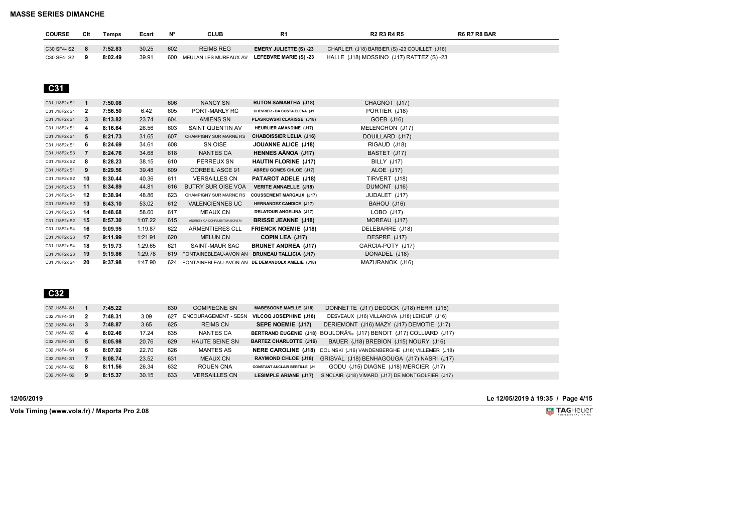# MASSE SERIES DIMANCHE

| COURSE | Clt | Temps | Ecart | N° | CLUB | R1 | R2 R3 R4 R5 | R6 R7 R8 BAR |
|---|---|---|---|---|---|---|---|---|
| C30 SF4- S2 | 8 | 7:52.83 | 30.25 | 602 | REIMS REG | EMERY JULIETTE (S) -23 | CHARLIER (J18) BARBIER (S) -23 COUILLET (J18) | |
| C30 SF4- S2 | 9 | 8:02.49 | 39.91 | 600 | MEULAN LES MUREAUX AV | LEFEBVRE MARIE (S) -23 | HALLE (J18) MOSSINO (J17) RATTEZ (S) -23 | |

## C31

| COURSE | Clt | Temps | Ecart | N° | CLUB | R1 | R2 R3 R4 R5 | R6 R7 R8 BAR |
|---|---|---|---|---|---|---|---|---|
| C31 J18F2x S1 | 1 | 7:50.08 | | 606 | NANCY SN | RUTON SAMANTHA (J18) | CHAGNOT (J17) | |
| C31 J18F2x S1 | 2 | 7:56.50 | 6.42 | 605 | PORT-MARLY RC | CHEVRIER - DA COSTA ELENA (J1 | PORTIER (J18) | |
| C31 J18F2x S1 | 3 | 8:13.82 | 23.74 | 604 | AMIENS SN | PLASKOWSKI CLARISSE (J18) | GOEB (J16) | |
| C31 J18F2x S1 | 4 | 8:16.64 | 26.56 | 603 | SAINT QUENTIN AV | HEURLIER AMANDINE (J17) | MELENCHON (J17) | |
| C31 J18F2x S1 | 5 | 8:21.73 | 31.65 | 607 | CHAMPIGNY SUR MARNE RS | CHABOISSIER LELIA (J16) | DOUILLARD (J17) | |
| C31 J18F2x S1 | 6 | 8:24.69 | 34.61 | 608 | SN OISE | JOUANNE ALICE (J18) | RIGAUD (J18) | |
| C31 J18F2x S3 | 7 | 8:24.76 | 34.68 | 618 | NANTES CA | HENNES AÃNOA (J17) | BASTET (J17) | |
| C31 J18F2x S2 | 8 | 8:28.23 | 38.15 | 610 | PERREUX SN | HAUTIN FLORINE (J17) | BILLY (J17) | |
| C31 J18F2x S1 | 9 | 8:29.56 | 39.48 | 609 | CORBEIL ASCE 91 | ABREU GOMES CHLOE (J17) | ALOE (J17) | |
| C31 J18F2x S2 | 10 | 8:30.44 | 40.36 | 611 | VERSAILLES CN | PATAROT ADELE (J18) | TIRVERT (J18) | |
| C31 J18F2x S3 | 11 | 8:34.89 | 44.81 | 616 | BUTRY SUR OISE VOA | VERITE ANNAELLE (J18) | DUMONT (J16) | |
| C31 J18F2x S4 | 12 | 8:38.94 | 48.86 | 623 | CHAMPIGNY SUR MARNE RS | COUSSEMENT MARGAUX (J17) | JUDALET (J17) | |
| C31 J18F2x S2 | 13 | 8:43.10 | 53.02 | 612 | VALENCIENNES UC | HERNANDEZ CANDICE (J17) | BAHOU (J16) | |
| C31 J18F2x S3 | 14 | 8:48.68 | 58.60 | 617 | MEAUX CN | DELATOUR ANGELINA (J17) | LOBO (J17) | |
| C31 J18F2x S2 | 15 | 8:57.30 | 1:07.22 | 615 | ANDRESY CA CONFLUENT/MAISONS M | BRISSE JEANNE (J18) | MOREAU (J17) | |
| C31 J18F2x S4 | 16 | 9:09.95 | 1:19.87 | 622 | ARMENTIERES CLL | FRIENCK NOEMIE (J18) | DELEBARRE (J18) | |
| C31 J18F2x S3 | 17 | 9:11.99 | 1:21.91 | 620 | MELUN CN | COPIN LEA (J17) | DESPRE (J17) | |
| C31 J18F2x S4 | 18 | 9:19.73 | 1:29.65 | 621 | SAINT-MAUR SAC | BRUNET ANDREA (J17) | GARCIA-POTY (J17) | |
| C31 J18F2x S3 | 19 | 9:19.86 | 1:29.78 | 619 | FONTAINEBLEAU-AVON AN | BRUNEAU TALLICIA (J17) | DONADEL (J18) | |
| C31 J18F2x S4 | 20 | 9:37.98 | 1:47.90 | 624 | FONTAINEBLEAU-AVON AN | DE DEMANDOLX AMELIE (J18) | MAZURANOK (J16) | |

## C32

| COURSE | Clt | Temps | Ecart | N° | CLUB | R1 | R2 R3 R4 R5 | R6 R7 R8 BAR |
|---|---|---|---|---|---|---|---|---|
| C32 J18F4- S1 | 1 | 7:45.22 | | 630 | COMPIEGNE SN | MABESOONE MAELLE (J18) | DONNETTE (J17) DECOCK (J18) HERR (J18) | |
| C32 J18F4- S1 | 2 | 7:48.31 | 3.09 | 627 | ENCOURAGEMENT - SESN | VILCOQ JOSEPHINE (J18) | DESVEAUX (J16) VILLANOVA (J18) LEHEUP (J16) | |
| C32 J18F4- S1 | 3 | 7:48.87 | 3.65 | 625 | REIMS CN | SEPE NOEMIE (J17) | DERIEMONT (J16) MAZY (J17) DEMOTIE (J17) | |
| C32 J18F4- S2 | 4 | 8:02.46 | 17.24 | 635 | NANTES CA | BERTRAND EUGENIE (J18) | BOULORÃ‰ (J17) BENOIT (J17) COLLIARD (J17) | |
| C32 J18F4- S1 | 5 | 8:05.98 | 20.76 | 629 | HAUTE SEINE SN | BARTEZ CHARLOTTE (J16) | BAUER (J18) BREBION (J15) NOURY (J16) | |
| C32 J18F4- S1 | 6 | 8:07.92 | 22.70 | 626 | MANTES AS | NERE CAROLINE (J18) | DOLINSKI (J16) VANDENBERGHE (J16) VILLEMER (J18) | |
| C32 J18F4- S1 | 7 | 8:08.74 | 23.52 | 631 | MEAUX CN | RAYMOND CHLOE (J18) | GRISVAL (J18) BENHAGOUGA (J17) NASRI (J17) | |
| C32 J18F4- S2 | 8 | 8:11.56 | 26.34 | 632 | ROUEN CNA | CONSTANT AUCLAIR BERTILLE (J1 | GODU (J15) DIAGNE (J18) MERCIER (J17) | |
| C32 J18F4- S2 | 9 | 8:15.37 | 30.15 | 633 | VERSAILLES CN | LESIMPLE ARIANE (J17) | SINCLAIR (J18) VIMARD (J17) DE MONTGOLFIER (J17) | |

12/05/2019

Le 12/05/2019 à 19:35

Vola Timing (www.vola.fr) / Msports Pro 2.08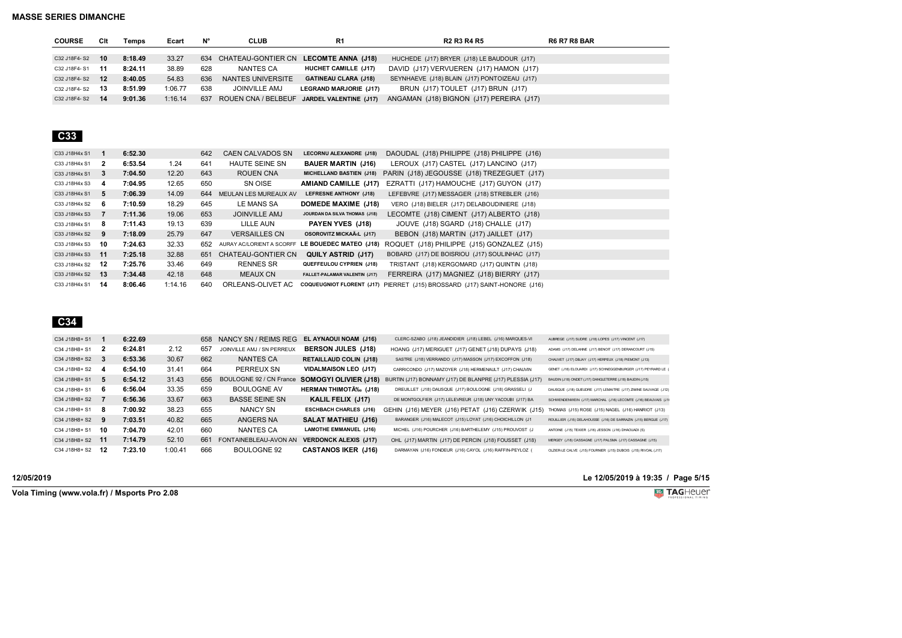## MASSE SERIES DIMANCHE

| COURSE | Clt | Temps | Ecart | N° | CLUB | R1 | R2 R3 R4 R5 | R6 R7 R8 BAR |
|---|---|---|---|---|---|---|---|---|
| C32 J18F4- S2 | 10 | 8:18.49 | 33.27 | 634 | CHATEAU-GONTIER CN | **LECOMTE ANNA (J18)** | HUCHEDE (J17) BRYER (J18) LE BAUDOUR (J17) | |
| C32 J18F4- S1 | 11 | 8:24.11 | 38.89 | 628 | NANTES CA | **HUCHET CAMILLE (J17)** | DAVID (J17) VERVUEREN (J17) HAMON (J17) | |
| C32 J18F4- S2 | 12 | 8:40.05 | 54.83 | 636 | NANTES UNIVERSITE | **GATINEAU CLARA (J18)** | SEYNHAEVE (J18) BLAIN (J17) PONTOIZEAU (J17) | |
| C32 J18F4- S2 | 13 | 8:51.99 | 1:06.77 | 638 | JOINVILLE AMJ | **LEGRAND MARJORIE (J17)** | BRUN (J17) TOULET (J17) BRUN (J17) | |
| C32 J18F4- S2 | 14 | 9:01.36 | 1:16.14 | 637 | ROUEN CNA / BELBEUF | **JARDEL VALENTINE (J17)** | ANGAMAN (J18) BIGNON (J17) PEREIRA (J17) | |

## C33

| COURSE | Clt | Temps | Ecart | N° | CLUB | R1 | R2 R3 R4 R5 |
|---|---|---|---|---|---|---|---|
| C33 J18H4x S1 | 1 | 6:52.30 | | 642 | CAEN CALVADOS SN | **LECORNU ALEXANDRE (J18)** | DAOUDAL (J18) PHILIPPE (J18) PHILIPPE (J16) |
| C33 J18H4x S1 | 2 | 6:53.54 | 1.24 | 641 | HAUTE SEINE SN | **BAUER MARTIN (J16)** | LEROUX (J17) CASTEL (J17) LANCINO (J17) |
| C33 J18H4x S1 | 3 | 7:04.50 | 12.20 | 643 | ROUEN CNA | **MICHELLAND BASTIEN (J18)** | PARIN (J18) JEGOUSSE (J18) TREZEGUET (J17) |
| C33 J18H4x S3 | 4 | 7:04.95 | 12.65 | 650 | SN OISE | **AMIAND CAMILLE (J17)** | EZRATTI (J17) HAMOUCHE (J17) GUYON (J17) |
| C33 J18H4x S1 | 5 | 7:06.39 | 14.09 | 644 | MEULAN LES MUREAUX AV | **LEFRESNE ANTHONY (J18)** | LEFEBVRE (J17) MESSAGER (J18) STREBLER (J16) |
| C33 J18H4x S2 | 6 | 7:10.59 | 18.29 | 645 | LE MANS SA | **DOMEDE MAXIME (J18)** | VERO (J18) BIELER (J17) DELABOUDINIERE (J18) |
| C33 J18H4x S3 | 7 | 7:11.36 | 19.06 | 653 | JOINVILLE AMJ | **JOURDAN DA SILVA THOMAS (J18)** | LECOMTE (J18) CIMENT (J17) ALBERTO (J18) |
| C33 J18H4x S1 | 8 | 7:11.43 | 19.13 | 639 | LILLE AUN | **PAYEN YVES (J18)** | JOUVE (J18) SGARD (J18) CHALLE (J17) |
| C33 J18H4x S2 | 9 | 7:18.09 | 25.79 | 647 | VERSAILLES CN | **OSOROVITZ MICKAÃ«L (J17)** | BEBON (J18) MARTIN (J17) JAILLET (J17) |
| C33 J18H4x S3 | 10 | 7:24.63 | 32.33 | 652 | AURAY AC/LORIENT A SCORFF | **LE BOUEDEC MATEO (J18)** | ROQUET (J18) PHILIPPE (J15) GONZALEZ (J15) |
| C33 J18H4x S3 | 11 | 7:25.18 | 32.88 | 651 | CHATEAU-GONTIER CN | **QUILY ASTRID (J17)** | BOBARD (J17) DE BOISRIOU (J17) SOULINHAC (J17) |
| C33 J18H4x S2 | 12 | 7:25.76 | 33.46 | 649 | RENNES SR | **QUEFFEULOU CYPRIEN (J18)** | TRISTANT (J18) KERGOMARD (J17) QUINTIN (J18) |
| C33 J18H4x S2 | 13 | 7:34.48 | 42.18 | 648 | MEAUX CN | **FALLET-PALAMAR VALENTIN (J17)** | FERREIRA (J17) MAGNIEZ (J18) BIERRY (J17) |
| C33 J18H4x S1 | 14 | 8:06.46 | 1:14.16 | 640 | ORLEANS-OLIVET AC | **COQUEUGNIOT FLORENT (J17)** | PIERRET (J15) BROSSARD (J17) SAINT-HONORE (J16) |

## C34

| COURSE | Clt | Temps | Ecart | N° | CLUB | R1 | R2 R3 R4 R5 | R6 R7 R8 BAR |
|---|---|---|---|---|---|---|---|---|
| C34 J18H8+ S1 | 1 | 6:22.69 | | 658 | NANCY SN / REIMS REG | **EL AYNAOUI NOAM (J16)** | CLERC-SZABO (J18) JEANDIDIER (J18) LEBEL (J16) MARQUES-VI | AUBREGE (J17) SUDRE (J18) LOPES (J17) VINCENT (J17) |
| C34 J18H8+ S1 | 2 | 6:24.81 | 2.12 | 657 | JOINVILLE AMJ / SN PERREUX | **BERSON JULES (J18)** | HOANG (J17) MERIGUET (J17) GENET (J18) DUPAYS (J18) | ADAMS (J17) DELANNE (J17) BENOIT (J17) DERANCOURT (J15) |
| C34 J18H8+ S2 | 3 | 6:53.36 | 30.67 | 662 | NANTES CA | **RETAILLAUD COLIN (J18)** | SASTRE (J18) VERRANDO (J17) MASSON (J17) EXCOFFON (J18) | CHAUVET (J17) DBIJAY (J17) HERPEUX (J18) PIEMONT (J13) |
| C34 J18H8+ S2 | 4 | 6:54.10 | 31.41 | 664 | PERREUX SN | **VIDALMAISON LEO (J17)** | CARRICONDO (J17) MAZOYER (J18) HERMENAULT (J17) CHAUVIN | GENET (J18) ELOUARDI (J17) SCHNEGGENBURGER (J17) PEYRARD LE ( |
| C34 J18H8+ S1 | 5 | 6:54.12 | 31.43 | 656 | BOULOGNE 92 / CN France | **SOMOGYI OLIVIER (J18)** | BURTIN (J17) BONNAMY (J17) DE BLANPRE (J17) PLESSIA (J17) | BAUDIN (J18) ONDET (J17) DANGLETERRE (J18) BAUDIN (J15) |
| C34 J18H8+ S1 | 6 | 6:56.04 | 33.35 | 659 | BOULOGNE AV | **HERMAN THIMOTÃ‰ (J18)** | DREUILLET (J18) DAUSQUE (J17) BOULOGNE (J18) GRASSELI (J | DAUSQUE (J18) GUEUDRE (J17) LEMAITRE (J17) ZIMINE SAUVAGE (J12) |
| C34 J18H8+ S2 | 7 | 6:56.36 | 33.67 | 663 | BASSE SEINE SN | **KALIL FELIX (J17)** | DE MONTGOLFIER (J17) LELEVREUR (J18) UNY YACOUBI (J17) BA | SCHWENDENWEIN (J17) MARCHAL (J16) LECOMTE (J16) BEAUVAIS (J1 |
| C34 J18H8+ S1 | 8 | 7:00.92 | 38.23 | 655 | NANCY SN | **ESCHBACH CHARLES (J16)** | GEHIN (J16) MEYER (J16) PETAT (J16) CZERWIK (J15) | THOMAS (J15) ROSE (J15) NAGEL (J16) HANRIOT (J13) |
| C34 J18H8+ S2 | 9 | 7:03.51 | 40.82 | 665 | ANGERS NA | **SALAT MATHIEU (J16)** | BARANGER (J16) MALECOT (J15) LOYAT (J16) CHOICHILLON (J1 | ROUILLIER (J15) DELAHOUSSE (J16) DE SARRAZIN (J15) BERGUE (J17) |
| C34 J18H8+ S1 | 10 | 7:04.70 | 42.01 | 660 | NANTES CA | **LAMOTHE EMMANUEL (J16)** | MICHEL (J16) POURCHER (J18) BARTHELEMY (J15) PROUVOST (J | ANTOINE (J15) TEXIER (J16) JESSON (J16) DHAOUADI (S) |
| C34 J18H8+ S2 | 11 | 7:14.79 | 52.10 | 661 | FONTAINEBLEAU-AVON AN | **VERDONCK ALEXIS (J17)** | OHL (J17) MARTIN (J17) DE PERCIN (J18) FOUSSET (J18) | MERGEY (J18) CASSAGNE (J17) PALSMA (J17) CASSAGNE (J15) |
| C34 J18H8+ S2 | 12 | 7:23.10 | 1:00.41 | 666 | BOULOGNE 92 | **CASTANOS IKER (J16)** | DARMAYAN (J16) FONDEUR (J16) CAYOL (J16) RAFFIN-PEYLOZ ( | OLZIER-LE CALVE (J15) FOURNIER (J15) DUBOIS (J15) RIVOAL (J17) |

12/05/2019

Le 12/05/2019 à 19:35

Vola Timing (www.vola.fr) / Msports Pro 2.08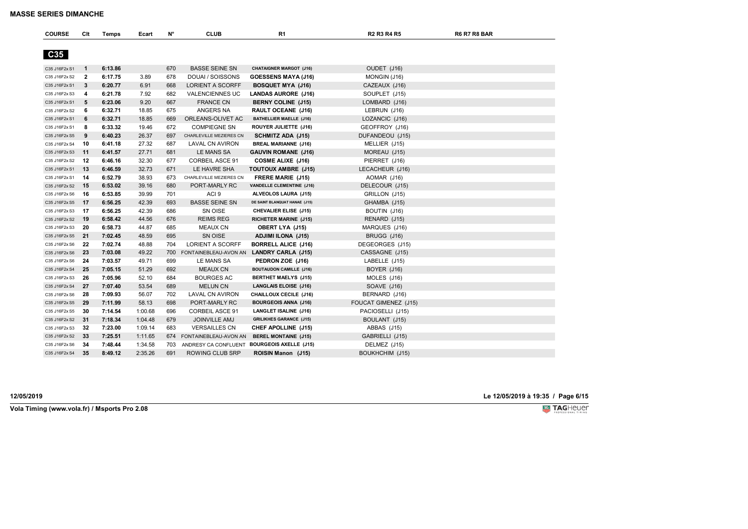# MASSE SERIES DIMANCHE

## C35

| COURSE | Clt | Temps | Ecart | N° | CLUB | R1 | R2 R3 R4 R5 | R6 R7 R8 BAR |
|---|---|---|---|---|---|---|---|---|
| C35 J16F2x S1 | 1 | 6:13.86 | | 670 | BASSE SEINE SN | CHATAIGNER MARGOT (J16) | OUDET (J16) | |
| C35 J16F2x S2 | 2 | 6:17.75 | 3.89 | 678 | DOUAI / SOISSONS | GOESSENS MAYA (J16) | MONGIN (J16) | |
| C35 J16F2x S1 | 3 | 6:20.77 | 6.91 | 668 | LORIENT A SCORFF | BOSQUET MYA (J16) | CAZEAUX (J16) | |
| C35 J16F2x S3 | 4 | 6:21.78 | 7.92 | 682 | VALENCIENNES UC | LANDAS AURORE (J16) | SOUPLET (J15) | |
| C35 J16F2x S1 | 5 | 6:23.06 | 9.20 | 667 | FRANCE CN | BERNY COLINE (J15) | LOMBARD (J16) | |
| C35 J16F2x S2 | 6 | 6:32.71 | 18.85 | 675 | ANGERS NA | RAULT OCEANE (J16) | LEBRUN (J16) | |
| C35 J16F2x S1 | 6 | 6:32.71 | 18.85 | 669 | ORLEANS-OLIVET AC | BATHELLIER MAELLE (J16) | LOZANCIC (J16) | |
| C35 J16F2x S1 | 8 | 6:33.32 | 19.46 | 672 | COMPIEGNE SN | ROUYER JULIETTE (J16) | GEOFFROY (J16) | |
| C35 J16F2x S5 | 9 | 6:40.23 | 26.37 | 697 | CHARLEVILLE MEZIERES CN | SCHMITZ ADA (J15) | DUFANDEOU (J15) | |
| C35 J16F2x S4 | 10 | 6:41.18 | 27.32 | 687 | LAVAL CN AVIRON | BREAL MARIANNE (J16) | MELLIER (J15) | |
| C35 J16F2x S3 | 11 | 6:41.57 | 27.71 | 681 | LE MANS SA | GAUVIN ROMANE (J16) | MOREAU (J15) | |
| C35 J16F2x S2 | 12 | 6:46.16 | 32.30 | 677 | CORBEIL ASCE 91 | COSME ALIXE (J16) | PIERRET (J16) | |
| C35 J16F2x S1 | 13 | 6:46.59 | 32.73 | 671 | LE HAVRE SHA | TOUTOUX AMBRE (J15) | LECACHEUR (J16) | |
| C35 J16F2x S1 | 14 | 6:52.79 | 38.93 | 673 | CHARLEVILLE MEZIERES CN | FRERE MARIE (J15) | AOMAR (J16) | |
| C35 J16F2x S2 | 15 | 6:53.02 | 39.16 | 680 | PORT-MARLY RC | VANDELLE CLEMENTINE (J16) | DELECOUR (J15) | |
| C35 J16F2x S6 | 16 | 6:53.85 | 39.99 | 701 | ACI 9 | ALVEOLOS LAURA (J15) | GRILLON (J15) | |
| C35 J16F2x S5 | 17 | 6:56.25 | 42.39 | 693 | BASSE SEINE SN | DE SAINT BLANQUAT HANAE (J15) | GHAMBA (J15) | |
| C35 J16F2x S3 | 17 | 6:56.25 | 42.39 | 686 | SN OISE | CHEVALIER ELISE (J15) | BOUTIN (J16) | |
| C35 J16F2x S2 | 19 | 6:58.42 | 44.56 | 676 | REIMS REG | RICHETER MARINE (J15) | RENARD (J15) | |
| C35 J16F2x S3 | 20 | 6:58.73 | 44.87 | 685 | MEAUX CN | OBERT LYA (J15) | MARQUES (J16) | |
| C35 J16F2x S5 | 21 | 7:02.45 | 48.59 | 695 | SN OISE | ADJIMI ILONA (J15) | BRUGG (J16) | |
| C35 J16F2x S6 | 22 | 7:02.74 | 48.88 | 704 | LORIENT A SCORFF | BORRELL ALICE (J16) | DEGEORGES (J15) | |
| C35 J16F2x S6 | 23 | 7:03.08 | 49.22 | 700 | FONTAINEBLEAU-AVON AN | LANDRY CARLA (J15) | CASSAGNE (J15) | |
| C35 J16F2x S6 | 24 | 7:03.57 | 49.71 | 699 | LE MANS SA | PEDRON ZOE (J16) | LABELLE (J15) | |
| C35 J16F2x S4 | 25 | 7:05.15 | 51.29 | 692 | MEAUX CN | BOUTAUDON CAMILLE (J16) | BOYER (J16) | |
| C35 J16F2x S3 | 26 | 7:05.96 | 52.10 | 684 | BOURGES AC | BERTHET MAELYS (J15) | MOLES (J16) | |
| C35 J16F2x S4 | 27 | 7:07.40 | 53.54 | 689 | MELUN CN | LANGLAIS ELOISE (J16) | SOAVE (J16) | |
| C35 J16F2x S6 | 28 | 7:09.93 | 56.07 | 702 | LAVAL CN AVIRON | CHAILLOUX CECILE (J16) | BERNARD (J16) | |
| C35 J16F2x S5 | 29 | 7:11.99 | 58.13 | 698 | PORT-MARLY RC | BOURGEOIS ANNA (J16) | FOUCAT GIMENEZ (J15) | |
| C35 J16F2x S5 | 30 | 7:14.54 | 1:00.68 | 696 | CORBEIL ASCE 91 | LANGLET ISALINE (J16) | PACIOSELLI (J15) | |
| C35 J16F2x S2 | 31 | 7:18.34 | 1:04.48 | 679 | JOINVILLE AMJ | GRILIKHES GARANCE (J15) | BOULANT (J15) | |
| C35 J16F2x S3 | 32 | 7:23.00 | 1:09.14 | 683 | VERSAILLES CN | CHEF APOLLINE (J15) | ABBAS (J15) | |
| C35 J16F2x S2 | 33 | 7:25.51 | 1:11.65 | 674 | FONTAINEBLEAU-AVON AN | BEREL MONTAINE (J15) | GABRIELLI (J15) | |
| C35 J16F2x S6 | 34 | 7:48.44 | 1:34.58 | 703 | ANDRESY CA CONFLUENT | BOURGEOIS AXELLE (J15) | DELMEZ (J15) | |
| C35 J16F2x S4 | 35 | 8:49.12 | 2:35.26 | 691 | ROWING CLUB SRP | ROISIN Manon (J15) | BOUKHCHIM (J15) | |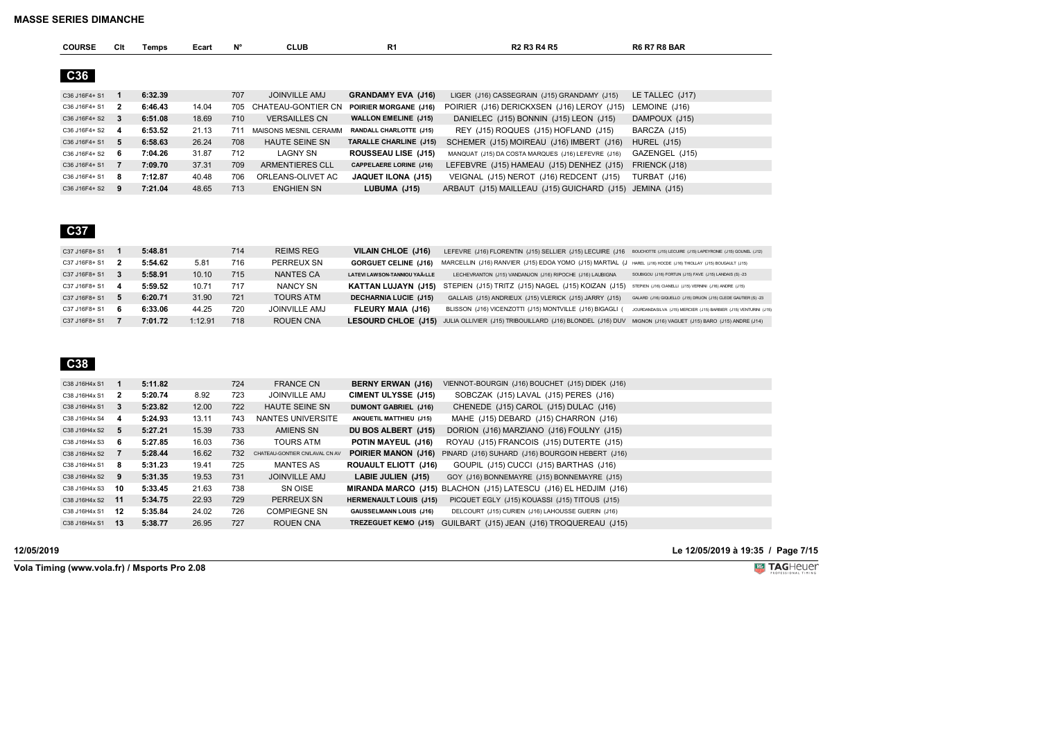# MASSE SERIES DIMANCHE

## C36

| COURSE | Clt | Temps | Ecart | N° | CLUB | R1 | R2 R3 R4 R5 | R6 R7 R8 BAR |
|---|---|---|---|---|---|---|---|---|
| C36 J16F4+ S1 | 1 | 6:32.39 | | 707 | JOINVILLE AMJ | GRANDAMY EVA (J16) | LIGER (J16) CASSEGRAIN (J15) GRANDAMY (J15) | LE TALLEC (J17) |
| C36 J16F4+ S1 | 2 | 6:46.43 | 14.04 | 705 | CHATEAU-GONTIER CN | POIRIER MORGANE (J16) | POIRIER (J16) DERICKXSEN (J16) LEROY (J15) | LEMOINE (J16) |
| C36 J16F4+ S2 | 3 | 6:51.08 | 18.69 | 710 | VERSAILLES CN | WALLON EMELINE (J15) | DANIELEC (J15) BONNIN (J15) LEON (J15) | DAMPOUX (J15) |
| C36 J16F4+ S2 | 4 | 6:53.52 | 21.13 | 711 | MAISONS MESNIL CERAMM | RANDALL CHARLOTTE (J15) | REY (J15) ROQUES (J15) HOFLAND (J15) | BARCZA (J15) |
| C36 J16F4+ S1 | 5 | 6:58.63 | 26.24 | 708 | HAUTE SEINE SN | TARALLE CHARLINE (J15) | SCHEMER (J15) MOIREAU (J16) IMBERT (J16) | HUREL (J15) |
| C36 J16F4+ S2 | 6 | 7:04.26 | 31.87 | 712 | LAGNY SN | ROUSSEAU LISE (J15) | MANQUAT (J15) DA COSTA MARQUES (J16) LEFEVRE (J16) | GAZENGEL (J15) |
| C36 J16F4+ S1 | 7 | 7:09.70 | 37.31 | 709 | ARMENTIERES CLL | CAPPELAERE LORINE (J16) | LEFEBVRE (J15) HAMEAU (J15) DENHEZ (J15) | FRIENCK (J18) |
| C36 J16F4+ S1 | 8 | 7:12.87 | 40.48 | 706 | ORLEANS-OLIVET AC | JAQUET ILONA (J15) | VEIGNAL (J15) NEROT (J16) REDCENT (J15) | TURBAT (J16) |
| C36 J16F4+ S2 | 9 | 7:21.04 | 48.65 | 713 | ENGHIEN SN | LUBUMA (J15) | ARBAUT (J15) MAILLEAU (J15) GUICHARD (J15) | JEMINA (J15) |

## C37

| COURSE | Clt | Temps | Ecart | N° | CLUB | R1 | R2 R3 R4 R5 | R6 R7 R8 BAR |
|---|---|---|---|---|---|---|---|---|
| C37 J16F8+ S1 | 1 | 5:48.81 | | 714 | REIMS REG | VILAIN CHLOE (J16) | LEFEVRE (J16) FLORENTIN (J15) SELLIER (J15) LECUIRE (J16 | BOUCHOTTE (J15) LECUIRE (J15) LAPEYRONIE (J15) GOUNEL (J12) |
| C37 J16F8+ S1 | 2 | 5:54.62 | 5.81 | 716 | PERREUX SN | GORGUET CELINE (J16) | MARCELLIN (J16) RANVIER (J15) EDOA YOMO (J15) MARTIAL (J | HAREL (J16) HOCDE (J16) THIOLLAY (J15) BOUGAULT (J15) |
| C37 J16F8+ S1 | 3 | 5:58.91 | 10.10 | 715 | NANTES CA | LATEVI LAWSON-TANNIOU YAÃ«LLE | LECHEVRANTON (J15) VANDANJON (J16) RIPOCHE (J16) LAUBIGNA | SOUBIGOU (J16) FORTUN (J15) FAVE (J15) LANDAIS (S) -23 |
| C37 J16F8+ S1 | 4 | 5:59.52 | 10.71 | 717 | NANCY SN | KATTAN LUJAYN (J15) | STEPIEN (J15) TRITZ (J15) NAGEL (J15) KOIZAN (J15) | STEPIEN (J16) CIANELLI (J15) VERNINI (J16) ANDRE (J15) |
| C37 J16F8+ S1 | 5 | 6:20.71 | 31.90 | 721 | TOURS ATM | DECHARNIA LUCIE (J15) | GALLAIS (J15) ANDRIEUX (J15) VLERICK (J15) JARRY (J15) | GALARD (J16) GIQUELLO (J15) DRUON (J15) CLEDE GAUTIER (S) -23 |
| C37 J16F8+ S1 | 6 | 6:33.06 | 44.25 | 720 | JOINVILLE AMJ | FLEURY MAIA (J16) | BLISSON (J16) VICENZOTTI (J15) MONTVILLE (J16) BIGAGLI ( | JOURDANDASILVA (J15) MERCIER (J15) BARBIER (J15) VENTURINI (J15) |
| C37 J16F8+ S1 | 7 | 7:01.72 | 1:12.91 | 718 | ROUEN CNA | LESOURD CHLOE (J15) | JULIA OLLIVIER (J15) TRIBOUILLARD (J16) BLONDEL (J16) DUV | MIGNON (J16) VAGUET (J15) BARO (J15) ANDRE (J14) |

## C38

| COURSE | Clt | Temps | Ecart | N° | CLUB | R1 | R2 R3 R4 R5 |
|---|---|---|---|---|---|---|---|
| C38 J16H4x S1 | 1 | 5:11.82 | | 724 | FRANCE CN | BERNY ERWAN (J16) | VIENNOT-BOURGIN (J16) BOUCHET (J15) DIDEK (J16) |
| C38 J16H4x S1 | 2 | 5:20.74 | 8.92 | 723 | JOINVILLE AMJ | CIMENT ULYSSE (J15) | SOBCZAK (J15) LAVAL (J15) PERES (J16) |
| C38 J16H4x S1 | 3 | 5:23.82 | 12.00 | 722 | HAUTE SEINE SN | DUMONT GABRIEL (J16) | CHENEDE (J15) CAROL (J15) DULAC (J16) |
| C38 J16H4x S4 | 4 | 5:24.93 | 13.11 | 743 | NANTES UNIVERSITE | ANQUETIL MATTHIEU (J15) | MAHE (J15) DEBARD (J15) CHARRON (J16) |
| C38 J16H4x S2 | 5 | 5:27.21 | 15.39 | 733 | AMIENS SN | DU BOS ALBERT (J15) | DORION (J16) MARZIANO (J16) FOULNY (J15) |
| C38 J16H4x S3 | 6 | 5:27.85 | 16.03 | 736 | TOURS ATM | POTIN MAYEUL (J16) | ROYAU (J15) FRANCOIS (J15) DUTERTE (J15) |
| C38 J16H4x S2 | 7 | 5:28.44 | 16.62 | 732 | CHATEAU-GONTIER CN/LAVAL CN AV | POIRIER MANON (J16) | PINARD (J16) SUHARD (J16) BOURGOIN HEBERT (J16) |
| C38 J16H4x S1 | 8 | 5:31.23 | 19.41 | 725 | MANTES AS | ROUAULT ELIOTT (J16) | GOUPIL (J15) CUCCI (J15) BARTHAS (J16) |
| C38 J16H4x S2 | 9 | 5:31.35 | 19.53 | 731 | JOINVILLE AMJ | LABIE JULIEN (J15) | GOY (J16) BONNEMAYRE (J15) BONNEMAYRE (J15) |
| C38 J16H4x S3 | 10 | 5:33.45 | 21.63 | 738 | SN OISE | MIRANDA MARCO (J15) | BLACHON (J15) LATESCU (J16) EL HEDJIM (J16) |
| C38 J16H4x S2 | 11 | 5:34.75 | 22.93 | 729 | PERREUX SN | HERMENAULT LOUIS (J15) | PICQUET EGLY (J15) KOUASSI (J15) TITOUS (J15) |
| C38 J16H4x S1 | 12 | 5:35.84 | 24.02 | 726 | COMPIEGNE SN | GAUSSELMANN LOUIS (J16) | DELCOURT (J15) CURIEN (J16) LAHOUSSE GUERIN (J16) |
| C38 J16H4x S1 | 13 | 5:38.77 | 26.95 | 727 | ROUEN CNA | TREZEGUET KEMO (J15) | GUILBART (J15) JEAN (J16) TROQUEREAU (J15) |

12/05/2019

Le 12/05/2019 à 19:35

Vola Timing (www.vola.fr) / Msports Pro 2.08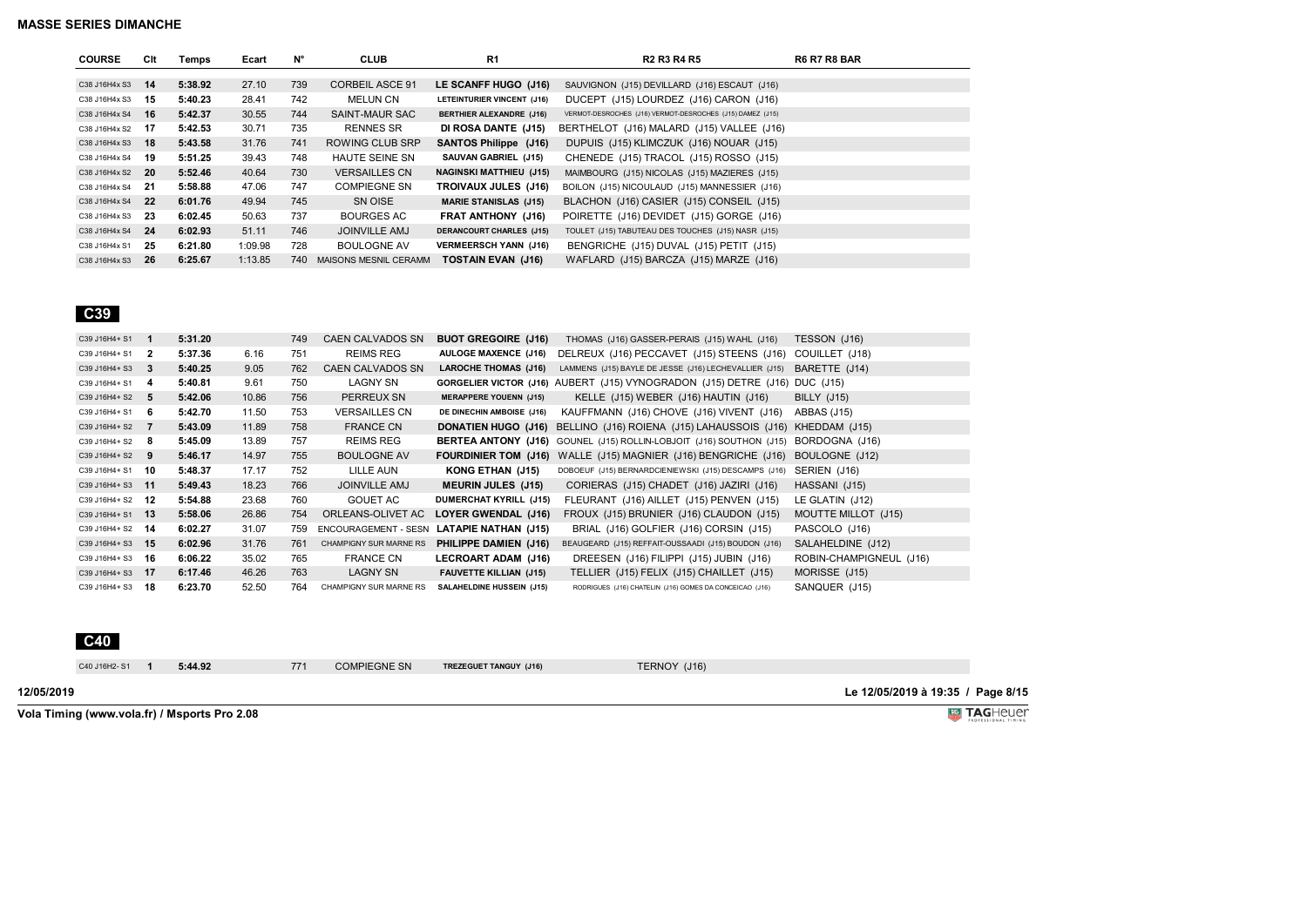# MASSE SERIES DIMANCHE

| COURSE | Clt | Temps | Ecart | N° | CLUB | R1 | R2 R3 R4 R5 | R6 R7 R8 BAR |
|---|---|---|---|---|---|---|---|---|
| C38 J16H4x S3 | 14 | 5:38.92 | 27.10 | 739 | CORBEIL ASCE 91 | LE SCANFF HUGO (J16) | SAUVIGNON (J15) DEVILLARD (J16) ESCAUT (J16) | |
| C38 J16H4x S3 | 15 | 5:40.23 | 28.41 | 742 | MELUN CN | LETEINTURIER VINCENT (J16) | DUCEPT (J15) LOURDEZ (J16) CARON (J16) | |
| C38 J16H4x S4 | 16 | 5:42.37 | 30.55 | 744 | SAINT-MAUR SAC | BERTHIER ALEXANDRE (J16) | VERMOT-DESROCHES (J16) VERMOT-DESROCHES (J15) DAMEZ (J15) | |
| C38 J16H4x S2 | 17 | 5:42.53 | 30.71 | 735 | RENNES SR | DI ROSA DANTE (J15) | BERTHELOT (J16) MALARD (J15) VALLEE (J16) | |
| C38 J16H4x S3 | 18 | 5:43.58 | 31.76 | 741 | ROWING CLUB SRP | SANTOS Philippe (J16) | DUPUIS (J15) KLIMCZUK (J16) NOUAR (J15) | |
| C38 J16H4x S4 | 19 | 5:51.25 | 39.43 | 748 | HAUTE SEINE SN | SAUVAN GABRIEL (J15) | CHENEDE (J15) TRACOL (J15) ROSSO (J15) | |
| C38 J16H4x S2 | 20 | 5:52.46 | 40.64 | 730 | VERSAILLES CN | NAGINSKI MATTHIEU (J15) | MAIMBOURG (J15) NICOLAS (J15) MAZIERES (J15) | |
| C38 J16H4x S4 | 21 | 5:58.88 | 47.06 | 747 | COMPIEGNE SN | TROIVAUX JULES (J16) | BOILON (J15) NICOULAUD (J15) MANNESSIER (J16) | |
| C38 J16H4x S4 | 22 | 6:01.76 | 49.94 | 745 | SN OISE | MARIE STANISLAS (J15) | BLACHON (J16) CASIER (J15) CONSEIL (J15) | |
| C38 J16H4x S3 | 23 | 6:02.45 | 50.63 | 737 | BOURGES AC | FRAT ANTHONY (J16) | POIRETTE (J16) DEVIDET (J15) GORGE (J16) | |
| C38 J16H4x S4 | 24 | 6:02.93 | 51.11 | 746 | JOINVILLE AMJ | DERANCOURT CHARLES (J15) | TOULET (J15) TABUTEAU DES TOUCHES (J15) NASR (J15) | |
| C38 J16H4x S1 | 25 | 6:21.80 | 1:09.98 | 728 | BOULOGNE AV | VERMEERSCH YANN (J16) | BENGRICHE (J15) DUVAL (J15) PETIT (J15) | |
| C38 J16H4x S3 | 26 | 6:25.67 | 1:13.85 | 740 | MAISONS MESNIL CERAMM | TOSTAIN EVAN (J16) | WAFLARD (J15) BARCZA (J15) MARZE (J16) | |

## C39

| COURSE | Clt | Temps | Ecart | N° | CLUB | R1 | R2 R3 R4 R5 | R6 R7 R8 BAR |
|---|---|---|---|---|---|---|---|---|
| C39 J16H4+ S1 | 1 | 5:31.20 | | 749 | CAEN CALVADOS SN | BUOT GREGOIRE (J16) | THOMAS (J16) GASSER-PERAIS (J15) WAHL (J16) | TESSON (J16) |
| C39 J16H4+ S1 | 2 | 5:37.36 | 6.16 | 751 | REIMS REG | AULOGE MAXENCE (J16) | DELREUX (J16) PECCAVET (J15) STEENS (J16) | COUILLET (J18) |
| C39 J16H4+ S3 | 3 | 5:40.25 | 9.05 | 762 | CAEN CALVADOS SN | LAROCHE THOMAS (J16) | LAMMENS (J15) BAYLE DE JESSE (J16) LECHEVALLIER (J15) | BARETTE (J14) |
| C39 J16H4+ S1 | 4 | 5:40.81 | 9.61 | 750 | LAGNY SN | GORGELIER VICTOR (J16) | AUBERT (J15) VYNOGRADON (J15) DETRE (J16) | DUC (J15) |
| C39 J16H4+ S2 | 5 | 5:42.06 | 10.86 | 756 | PERREUX SN | MERAPPERE YOUENN (J15) | KELLE (J15) WEBER (J16) HAUTIN (J16) | BILLY (J15) |
| C39 J16H4+ S1 | 6 | 5:42.70 | 11.50 | 753 | VERSAILLES CN | DE DINECHIN AMBOISE (J16) | KAUFFMANN (J16) CHOVE (J16) VIVENT (J16) | ABBAS (J15) |
| C39 J16H4+ S2 | 7 | 5:43.09 | 11.89 | 758 | FRANCE CN | DONATIEN HUGO (J16) | BELLINO (J16) ROIENA (J15) LAHAUSSOIS (J16) | KHEDDAM (J15) |
| C39 J16H4+ S2 | 8 | 5:45.09 | 13.89 | 757 | REIMS REG | BERTEA ANTONY (J16) | GOUNEL (J15) ROLLIN-LOBJOIT (J16) SOUTHON (J15) | BORDOGNA (J16) |
| C39 J16H4+ S2 | 9 | 5:46.17 | 14.97 | 755 | BOULOGNE AV | FOURDINIER TOM (J16) | WALLE (J15) MAGNIER (J16) BENGRICHE (J16) | BOULOGNE (J12) |
| C39 J16H4+ S1 | 10 | 5:48.37 | 17.17 | 752 | LILLE AUN | KONG ETHAN (J15) | DOBOEUF (J15) BERNARDCIENIEWSKI (J15) DESCAMPS (J16) | SERIEN (J16) |
| C39 J16H4+ S3 | 11 | 5:49.43 | 18.23 | 766 | JOINVILLE AMJ | MEURIN JULES (J15) | CORIERAS (J15) CHADET (J16) JAZIRI (J16) | HASSANI (J15) |
| C39 J16H4+ S2 | 12 | 5:54.88 | 23.68 | 760 | GOUET AC | DUMERCHAT KYRILL (J15) | FLEURANT (J16) AILLET (J15) PENVEN (J15) | LE GLATIN (J12) |
| C39 J16H4+ S1 | 13 | 5:58.06 | 26.86 | 754 | ORLEANS-OLIVET AC | LOYER GWENDAL (J16) | FROUX (J15) BRUNIER (J16) CLAUDON (J15) | MOUTTE MILLOT (J15) |
| C39 J16H4+ S2 | 14 | 6:02.27 | 31.07 | 759 | ENCOURAGEMENT - SESN | LATAPIE NATHAN (J15) | BRIAL (J16) GOLFIER (J16) CORSIN (J15) | PASCOLO (J16) |
| C39 J16H4+ S3 | 15 | 6:02.96 | 31.76 | 761 | CHAMPIGNY SUR MARNE RS | PHILIPPE DAMIEN (J16) | BEAUGEARD (J15) REFFAIT-OUSSAADI (J15) BOUDON (J16) | SALAHELDINE (J12) |
| C39 J16H4+ S3 | 16 | 6:06.22 | 35.02 | 765 | FRANCE CN | LECROART ADAM (J16) | DREESEN (J16) FILIPPI (J15) JUBIN (J16) | ROBIN-CHAMPIGNEUL (J16) |
| C39 J16H4+ S3 | 17 | 6:17.46 | 46.26 | 763 | LAGNY SN | FAUVETTE KILLIAN (J15) | TELLIER (J15) FELIX (J15) CHAILLET (J15) | MORISSE (J15) |
| C39 J16H4+ S3 | 18 | 6:23.70 | 52.50 | 764 | CHAMPIGNY SUR MARNE RS | SALAHELDINE HUSSEIN (J15) | RODRIGUES (J16) CHATELIN (J16) GOMES DA CONCEICAO (J16) | SANQUER (J15) |

## C40

| COURSE | Clt | Temps | Ecart | N° | CLUB | R1 | R2 R3 R4 R5 | R6 R7 R8 BAR |
|---|---|---|---|---|---|---|---|---|
| C40 J16H2- S1 | 1 | 5:44.92 | | 771 | COMPIEGNE SN | TREZEGUET TANGUY (J16) | TERNOY (J16) | |

12/05/2019

Le 12/05/2019 à 19:35

Vola Timing (www.vola.fr) / Msports Pro 2.08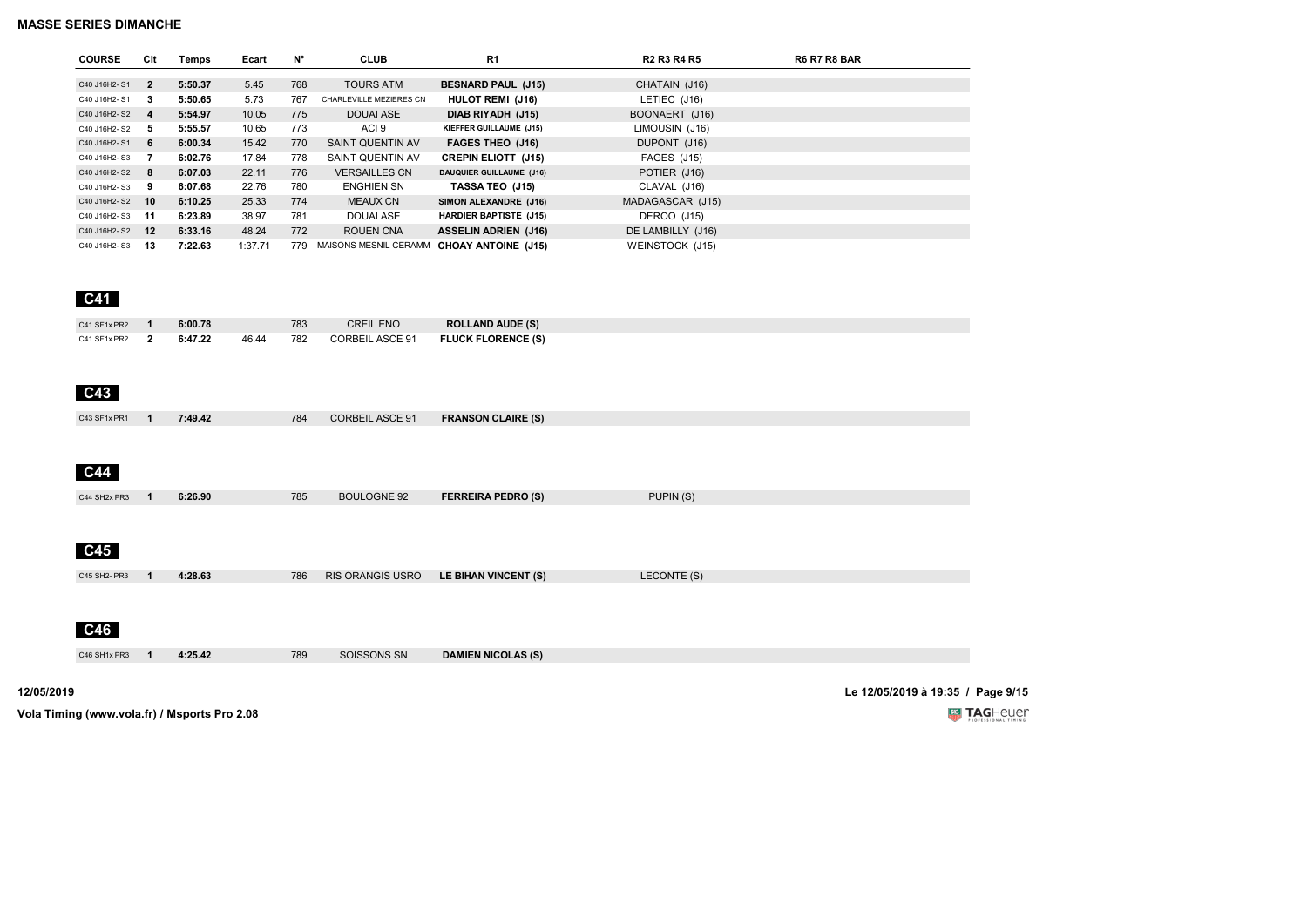# MASSE SERIES DIMANCHE

| COURSE | Clt | Temps | Ecart | N° | CLUB | R1 | R2 R3 R4 R5 | R6 R7 R8 BAR |
|---|---|---|---|---|---|---|---|---|
| C40 J16H2- S1 | **2** | **5:50.37** | 5.45 | 768 | TOURS ATM | **BESNARD PAUL (J15)** | CHATAIN (J16) | |
| C40 J16H2- S1 | **3** | **5:50.65** | 5.73 | 767 | CHARLEVILLE MEZIERES CN | **HULOT REMI (J16)** | LETIEC (J16) | |
| C40 J16H2- S2 | **4** | **5:54.97** | 10.05 | 775 | DOUAI ASE | **DIAB RIYADH (J15)** | BOONAERT (J16) | |
| C40 J16H2- S2 | **5** | **5:55.57** | 10.65 | 773 | ACI 9 | **KIEFFER GUILLAUME (J15)** | LIMOUSIN (J16) | |
| C40 J16H2- S1 | **6** | **6:00.34** | 15.42 | 770 | SAINT QUENTIN AV | **FAGES THEO (J16)** | DUPONT (J16) | |
| C40 J16H2- S3 | **7** | **6:02.76** | 17.84 | 778 | SAINT QUENTIN AV | **CREPIN ELIOTT (J15)** | FAGES (J15) | |
| C40 J16H2- S2 | **8** | **6:07.03** | 22.11 | 776 | VERSAILLES CN | **DAUQUIER GUILLAUME (J16)** | POTIER (J16) | |
| C40 J16H2- S3 | **9** | **6:07.68** | 22.76 | 780 | ENGHIEN SN | **TASSA TEO (J15)** | CLAVAL (J16) | |
| C40 J16H2- S2 | **10** | **6:10.25** | 25.33 | 774 | MEAUX CN | **SIMON ALEXANDRE (J16)** | MADAGASCAR (J15) | |
| C40 J16H2- S3 | **11** | **6:23.89** | 38.97 | 781 | DOUAI ASE | **HARDIER BAPTISTE (J15)** | DEROO (J15) | |
| C40 J16H2- S2 | **12** | **6:33.16** | 48.24 | 772 | ROUEN CNA | **ASSELIN ADRIEN (J16)** | DE LAMBILLY (J16) | |
| C40 J16H2- S3 | **13** | **7:22.63** | 1:37.71 | 779 | MAISONS MESNIL CERAMM | **CHOAY ANTOINE (J15)** | WEINSTOCK (J15) | |

## C41

| | | | | | | |
|---|---|---|---|---|---|---|
| C41 SF1x PR2 | **1** | **6:00.78** | | 783 | CREIL ENO | **ROLLAND AUDE (S)** |
| C41 SF1x PR2 | **2** | **6:47.22** | 46.44 | 782 | CORBEIL ASCE 91 | **FLUCK FLORENCE (S)** |

## C43

| | | | | | | |
|---|---|---|---|---|---|---|
| C43 SF1x PR1 | **1** | **7:49.42** | | 784 | CORBEIL ASCE 91 | **FRANSON CLAIRE (S)** |

## C44

| | | | | | | | |
|---|---|---|---|---|---|---|---|
| C44 SH2x PR3 | **1** | **6:26.90** | | 785 | BOULOGNE 92 | **FERREIRA PEDRO (S)** | PUPIN (S) |

## C45

| | | | | | | | |
|---|---|---|---|---|---|---|---|
| C45 SH2- PR3 | **1** | **4:28.63** | | 786 | RIS ORANGIS USRO | **LE BIHAN VINCENT (S)** | LECONTE (S) |

## C46

| | | | | | | |
|---|---|---|---|---|---|---|
| C46 SH1x PR3 | **1** | **4:25.42** | | 789 | SOISSONS SN | **DAMIEN NICOLAS (S)** |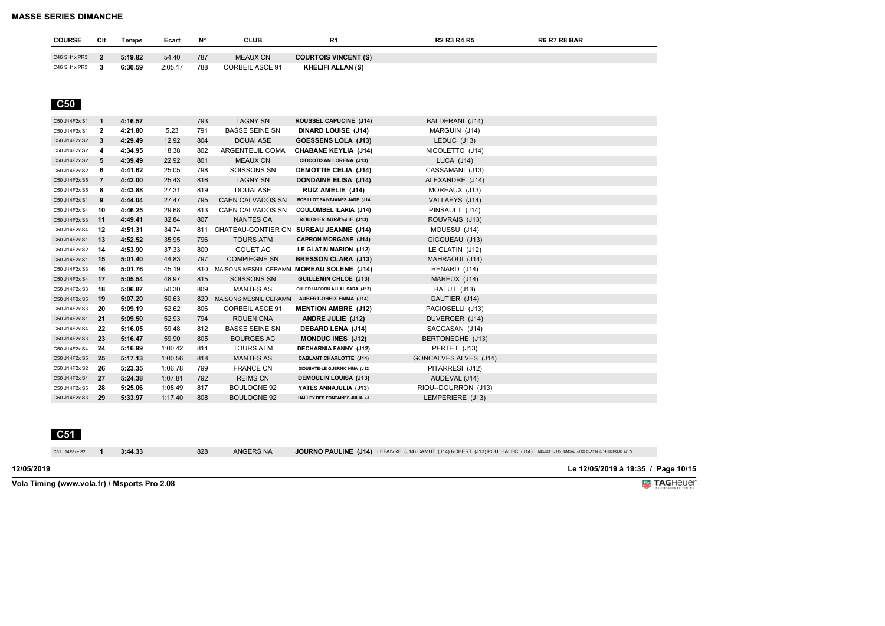## MASSE SERIES DIMANCHE

| COURSE | Clt | Temps | Ecart | N° | CLUB | R1 | R2 R3 R4 R5 | R6 R7 R8 BAR |
|---|---|---|---|---|---|---|---|---|
| C46 SH1x PR3 | 2 | 5:19.82 | 54.40 | 787 | MEAUX CN | COURTOIS VINCENT (S) | | |
| C46 SH1x PR3 | 3 | 6:30.59 | 2:05.17 | 788 | CORBEIL ASCE 91 | KHELIFI ALLAN (S) | | |

### C50

| COURSE | Clt | Temps | Ecart | N° | CLUB | R1 | R2 R3 R4 R5 | R6 R7 R8 BAR |
|---|---|---|---|---|---|---|---|---|
| C50 J14F2x S1 | 1 | 4:16.57 | | 793 | LAGNY SN | ROUSSEL CAPUCINE (J14) | BALDERANI (J14) | |
| C50 J14F2x S1 | 2 | 4:21.80 | 5.23 | 791 | BASSE SEINE SN | DINARD LOUISE (J14) | MARGUIN (J14) | |
| C50 J14F2x S2 | 3 | 4:29.49 | 12.92 | 804 | DOUAI ASE | GOESSENS LOLA (J13) | LEDUC (J13) | |
| C50 J14F2x S2 | 4 | 4:34.95 | 18.38 | 802 | ARGENTEUIL COMA | CHABANE KEYLIA (J14) | NICOLETTO (J14) | |
| C50 J14F2x S2 | 5 | 4:39.49 | 22.92 | 801 | MEAUX CN | CIOCOTISAN LORENA (J13) | LUCA (J14) | |
| C50 J14F2x S2 | 6 | 4:41.62 | 25.05 | 798 | SOISSONS SN | DEMOTTIE CELIA (J14) | CASSAMANI (J13) | |
| C50 J14F2x S5 | 7 | 4:42.00 | 25.43 | 816 | LAGNY SN | DONDAINE ELISA (J14) | ALEXANDRE (J14) | |
| C50 J14F2x S5 | 8 | 4:43.88 | 27.31 | 819 | DOUAI ASE | RUIZ AMELIE (J14) | MOREAUX (J13) | |
| C50 J14F2x S1 | 9 | 4:44.04 | 27.47 | 795 | CAEN CALVADOS SN | BOBILLOT SAINTJAMES JADE (J14 | VALLAEYS (J14) | |
| C50 J14F2x S4 | 10 | 4:46.25 | 29.68 | 813 | CAEN CALVADOS SN | COULOMBEL ILARIA (J14) | PINSAULT (J14) | |
| C50 J14F2x S3 | 11 | 4:49.41 | 32.84 | 807 | NANTES CA | ROUCHER AURÃ‰LIE (J13) | ROUVRAIS (J13) | |
| C50 J14F2x S4 | 12 | 4:51.31 | 34.74 | 811 | CHATEAU-GONTIER CN | SUREAU JEANNE (J14) | MOUSSU (J14) | |
| C50 J14F2x S1 | 13 | 4:52.52 | 35.95 | 796 | TOURS ATM | CAPRON MORGANE (J14) | GICQUEAU (J13) | |
| C50 J14F2x S2 | 14 | 4:53.90 | 37.33 | 800 | GOUET AC | LE GLATIN MARION (J12) | LE GLATIN (J12) | |
| C50 J14F2x S1 | 15 | 5:01.40 | 44.83 | 797 | COMPIEGNE SN | BRESSON CLARA (J13) | MAHRAOUI (J14) | |
| C50 J14F2x S3 | 16 | 5:01.76 | 45.19 | 810 | MAISONS MESNIL CERAMM | MOREAU SOLENE (J14) | RENARD (J14) | |
| C50 J14F2x S4 | 17 | 5:05.54 | 48.97 | 815 | SOISSONS SN | GUILLEMIN CHLOE (J13) | MAREUX (J14) | |
| C50 J14F2x S3 | 18 | 5:06.87 | 50.30 | 809 | MANTES AS | OULED HADDOU ALLAL SARA (J13) | BATUT (J13) | |
| C50 J14F2x S5 | 19 | 5:07.20 | 50.63 | 820 | MAISONS MESNIL CERAMM | AUBERT-OHEIX EMMA (J14) | GAUTIER (J14) | |
| C50 J14F2x S3 | 20 | 5:09.19 | 52.62 | 806 | CORBEIL ASCE 91 | MENTION AMBRE (J12) | PACIOSELLI (J13) | |
| C50 J14F2x S1 | 21 | 5:09.50 | 52.93 | 794 | ROUEN CNA | ANDRE JULIE (J12) | DUVERGER (J14) | |
| C50 J14F2x S4 | 22 | 5:16.05 | 59.48 | 812 | BASSE SEINE SN | DEBARD LENA (J14) | SACCASAN (J14) | |
| C50 J14F2x S3 | 23 | 5:16.47 | 59.90 | 805 | BOURGES AC | MONDUC INES (J12) | BERTONECHE (J13) | |
| C50 J14F2x S4 | 24 | 5:16.99 | 1:00.42 | 814 | TOURS ATM | DECHARNIA FANNY (J12) | PERTET (J13) | |
| C50 J14F2x S5 | 25 | 5:17.13 | 1:00.56 | 818 | MANTES AS | CABLANT CHARLOTTE (J14) | GONCALVES ALVES (J14) | |
| C50 J14F2x S2 | 26 | 5:23.35 | 1:06.78 | 799 | FRANCE CN | DIOUBATE-LE GUERNIC NINA (J12 | PITARRESI (J12) | |
| C50 J14F2x S1 | 27 | 5:24.38 | 1:07.81 | 792 | REIMS CN | DEMOULIN LOUISA (J13) | AUDEVAL (J14) | |
| C50 J14F2x S5 | 28 | 5:25.06 | 1:08.49 | 817 | BOULOGNE 92 | YATES ANNAJULIA (J13) | RIOU--DOURRON (J13) | |
| C50 J14F2x S3 | 29 | 5:33.97 | 1:17.40 | 808 | BOULOGNE 92 | HALLEY DES FONTAINES JULIA (J | LEMPERIERE (J13) | |

### C51

| COURSE | Clt | Temps | Ecart | N° | CLUB | R1 | R2 R3 R4 R5 | R6 R7 R8 BAR |
|---|---|---|---|---|---|---|---|---|
| C51 J14F8x+ S2 | 1 | 3:44.33 | | 828 | ANGERS NA | JOURNO PAULINE (J14) | LEFAIVRE (J14) CAMUT (J14) ROBERT (J13) POULHALEC (J14) | MELLET (J14) HUMEAU (J13) CLATIN (J14) BERGUE (J17) |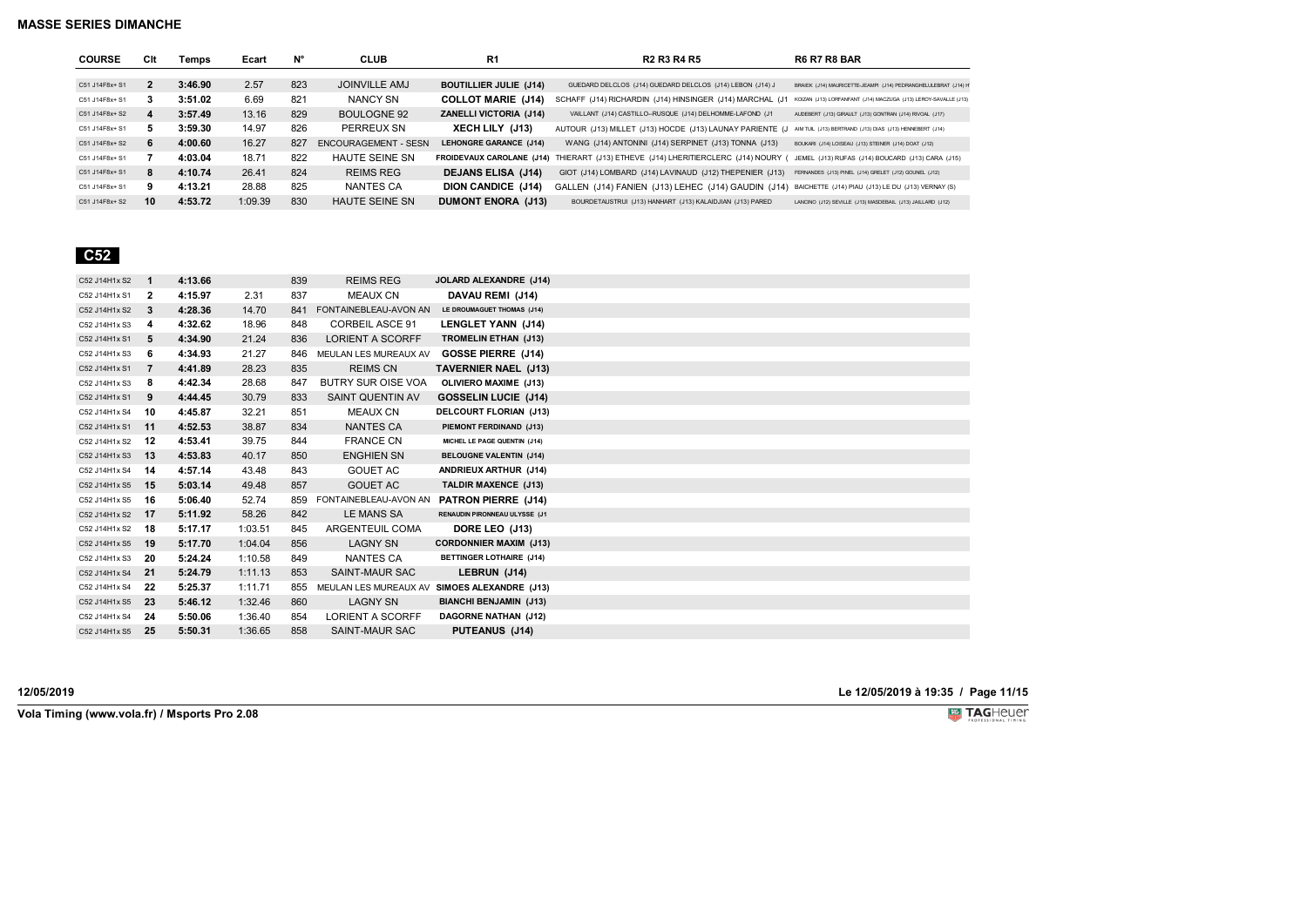## MASSE SERIES DIMANCHE

| COURSE | Clt | Temps | Ecart | N° | CLUB | R1 | R2 R3 R4 R5 | R6 R7 R8 BAR |
|---|---|---|---|---|---|---|---|---|
| C51 J14F8x+ S1 | 2 | 3:46.90 | 2.57 | 823 | JOINVILLE AMJ | BOUTILLIER JULIE (J14) | GUEDARD DELCLOS (J14) GUEDARD DELCLOS (J14) LEBON (J14) J | BRAIEK (J14) MAURICETTE-JEAMPI (J14) PEDRANGHELU-LEBRAT (J14) H |
| C51 J14F8x+ S1 | 3 | 3:51.02 | 6.69 | 821 | NANCY SN | COLLOT MARIE (J14) | SCHAFF (J14) RICHARDIN (J14) HINSINGER (J14) MARCHAL (J1 | KOIZAN (J13) LORFANFANT (J14) MACZUGA (J13) LEROY-SAVALLE (J13) |
| C51 J14F8x+ S2 | 4 | 3:57.49 | 13.16 | 829 | BOULOGNE 92 | ZANELLI VICTORIA (J14) | VAILLANT (J14) CASTILLO--RUSQUE (J14) DELHOMME-LAFOND (J1 | AUDEBERT (J13) GIRAULT (J13) GONTRAN (J14) RIVOAL (J17) |
| C51 J14F8x+ S1 | 5 | 3:59.30 | 14.97 | 826 | PERREUX SN | XECH LILY (J13) | AUTOUR (J13) MILLET (J13) HOCDE (J13) LAUNAY PARIENTE (J | AIM TUIL (J13) BERTRAND (J13) DIAS (J13) HENNEBERT (J14) |
| C51 J14F8x+ S2 | 6 | 4:00.60 | 16.27 | 827 | ENCOURAGEMENT - SESN | LEHONGRE GARANCE (J14) | WANG (J14) ANTONINI (J14) SERPINET (J13) TONNA (J13) | BOUKARI (J14) LOISEAU (J13) STEINER (J14) DOAT (J12) |
| C51 J14F8x+ S1 | 7 | 4:03.04 | 18.71 | 822 | HAUTE SEINE SN | FROIDEVAUX CAROLANE (J14) | THIERART (J13) ETHEVE (J14) LHERITIERCLERC (J14) NOURY ( | JEMEL (J13) RUFAS (J14) BOUCARD (J13) CARA (J15) |
| C51 J14F8x+ S1 | 8 | 4:10.74 | 26.41 | 824 | REIMS REG | DEJANS ELISA (J14) | GIOT (J14) LOMBARD (J14) LAVINAUD (J12) THEPENIER (J13) | FERNANDES (J13) PINEL (J14) GRELET (J12) GOUNEL (J12) |
| C51 J14F8x+ S1 | 9 | 4:13.21 | 28.88 | 825 | NANTES CA | DION CANDICE (J14) | GALLEN (J14) FANIEN (J13) LEHEC (J14) GAUDIN (J14) | BAICHETTE (J14) PIAU (J13) LE DU (J13) VERNAY (S) |
| C51 J14F8x+ S2 | 10 | 4:53.72 | 1:09.39 | 830 | HAUTE SEINE SN | DUMONT ENORA (J13) | BOURDETAUSTRUI (J13) HANHART (J13) KALAIDJIAN (J13) PARED | LANCINO (J12) SEVILLE (J13) MASDEBAIL (J13) JAILLARD (J12) |

## C52

| COURSE | Clt | Temps | Ecart | N° | CLUB | R1 |
|---|---|---|---|---|---|---|
| C52 J14H1x S2 | 1 | 4:13.66 | | 839 | REIMS REG | JOLARD ALEXANDRE (J14) |
| C52 J14H1x S1 | 2 | 4:15.97 | 2.31 | 837 | MEAUX CN | DAVAU REMI (J14) |
| C52 J14H1x S2 | 3 | 4:28.36 | 14.70 | 841 | FONTAINEBLEAU-AVON AN | LE DROUMAGUET THOMAS (J14) |
| C52 J14H1x S3 | 4 | 4:32.62 | 18.96 | 848 | CORBEIL ASCE 91 | LENGLET YANN (J14) |
| C52 J14H1x S1 | 5 | 4:34.90 | 21.24 | 836 | LORIENT A SCORFF | TROMELIN ETHAN (J13) |
| C52 J14H1x S3 | 6 | 4:34.93 | 21.27 | 846 | MEULAN LES MUREAUX AV | GOSSE PIERRE (J14) |
| C52 J14H1x S1 | 7 | 4:41.89 | 28.23 | 835 | REIMS CN | TAVERNIER NAEL (J13) |
| C52 J14H1x S3 | 8 | 4:42.34 | 28.68 | 847 | BUTRY SUR OISE VOA | OLIVIERO MAXIME (J13) |
| C52 J14H1x S1 | 9 | 4:44.45 | 30.79 | 833 | SAINT QUENTIN AV | GOSSELIN LUCIE (J14) |
| C52 J14H1x S4 | 10 | 4:45.87 | 32.21 | 851 | MEAUX CN | DELCOURT FLORIAN (J13) |
| C52 J14H1x S1 | 11 | 4:52.53 | 38.87 | 834 | NANTES CA | PIEMONT FERDINAND (J13) |
| C52 J14H1x S2 | 12 | 4:53.41 | 39.75 | 844 | FRANCE CN | MICHEL LE PAGE QUENTIN (J14) |
| C52 J14H1x S3 | 13 | 4:53.83 | 40.17 | 850 | ENGHIEN SN | BELOUGNE VALENTIN (J14) |
| C52 J14H1x S4 | 14 | 4:57.14 | 43.48 | 843 | GOUET AC | ANDRIEUX ARTHUR (J14) |
| C52 J14H1x S5 | 15 | 5:03.14 | 49.48 | 857 | GOUET AC | TALDIR MAXENCE (J13) |
| C52 J14H1x S5 | 16 | 5:06.40 | 52.74 | 859 | FONTAINEBLEAU-AVON AN | PATRON PIERRE (J14) |
| C52 J14H1x S2 | 17 | 5:11.92 | 58.26 | 842 | LE MANS SA | RENAUDIN PIRONNEAU ULYSSE (J1 |
| C52 J14H1x S2 | 18 | 5:17.17 | 1:03.51 | 845 | ARGENTEUIL COMA | DORE LEO (J13) |
| C52 J14H1x S5 | 19 | 5:17.70 | 1:04.04 | 856 | LAGNY SN | CORDONNIER MAXIM (J13) |
| C52 J14H1x S3 | 20 | 5:24.24 | 1:10.58 | 849 | NANTES CA | BETTINGER LOTHAIRE (J14) |
| C52 J14H1x S4 | 21 | 5:24.79 | 1:11.13 | 853 | SAINT-MAUR SAC | LEBRUN (J14) |
| C52 J14H1x S4 | 22 | 5:25.37 | 1:11.71 | 855 | MEULAN LES MUREAUX AV | SIMOES ALEXANDRE (J13) |
| C52 J14H1x S5 | 23 | 5:46.12 | 1:32.46 | 860 | LAGNY SN | BIANCHI BENJAMIN (J13) |
| C52 J14H1x S4 | 24 | 5:50.06 | 1:36.40 | 854 | LORIENT A SCORFF | DAGORNE NATHAN (J12) |
| C52 J14H1x S5 | 25 | 5:50.31 | 1:36.65 | 858 | SAINT-MAUR SAC | PUTEAUNUS (J14) |

12/05/2019

Le 12/05/2019 à 19:35

Vola Timing (www.vola.fr) / Msports Pro 2.08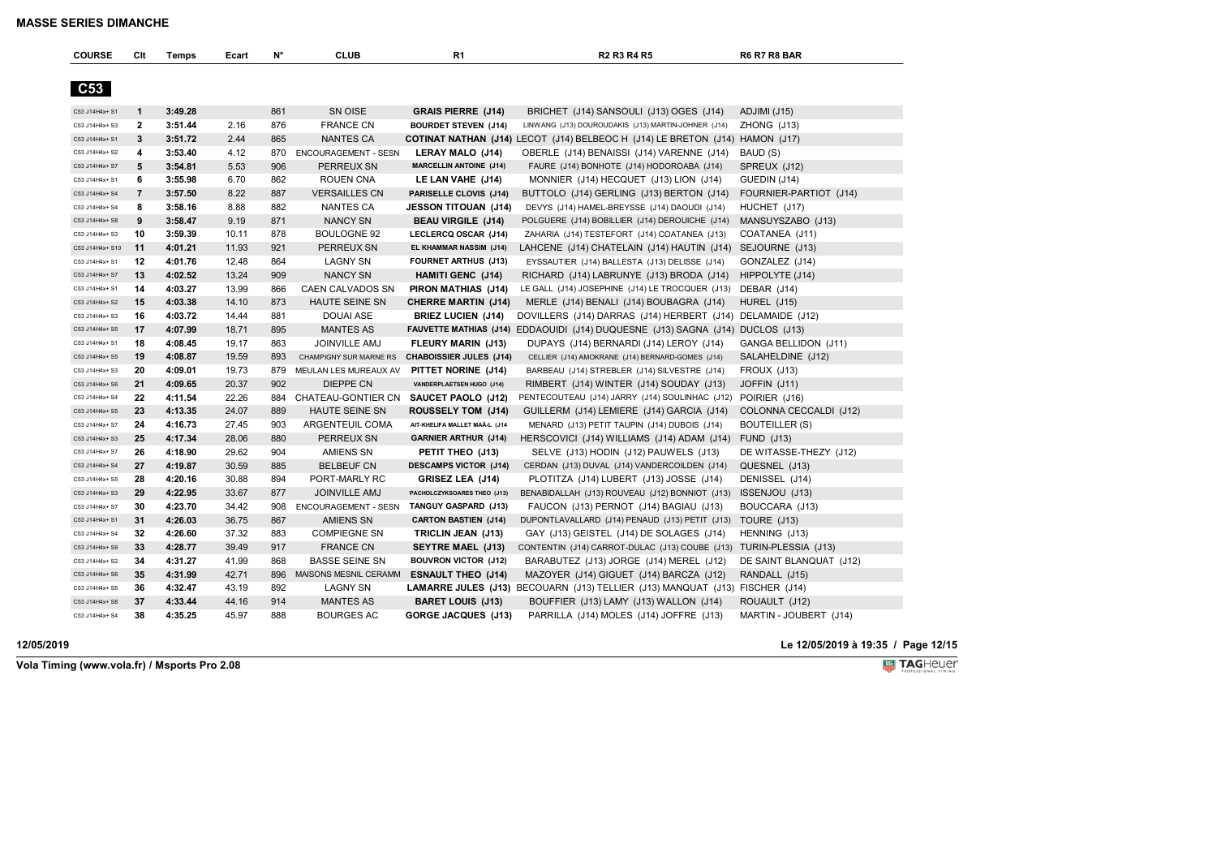# MASSE SERIES DIMANCHE

| COURSE | Clt | Temps | Ecart | N° | CLUB | R1 | R2 R3 R4 R5 | R6 R7 R8 BAR |
|---|---|---|---|---|---|---|---|---|

## C53

| COURSE | Clt | Temps | Ecart | N° | CLUB | R1 | R2 R3 R4 R5 | R6 R7 R8 BAR |
|---|---|---|---|---|---|---|---|---|
| C53 J14H4x+ S1 | **1** | **3:49.28** | | 861 | SN OISE | **GRAIS PIERRE (J14)** | BRICHET (J14) SANSOULI (J13) OGES (J14) | ADJIMI (J15) |
| C53 J14H4x+ S3 | **2** | **3:51.44** | 2.16 | 876 | FRANCE CN | **BOURDET STEVEN (J14)** | LINWANG (J13) DOUROUDAKIS (J13) MARTIN-JOHNER (J14) | ZHONG (J13) |
| C53 J14H4x+ S1 | **3** | **3:51.72** | 2.44 | 865 | NANTES CA | **COTINAT NATHAN (J14)** | LECOT (J14) BELBEOC H (J14) LE BRETON (J14) | HAMON (J17) |
| C53 J14H4x+ S2 | **4** | **3:53.40** | 4.12 | 870 | ENCOURAGEMENT - SESN | **LERAY MALO (J14)** | OBERLE (J14) BENAISSI (J14) VARENNE (J14) | BAUD (S) |
| C53 J14H4x+ S7 | **5** | **3:54.81** | 5.53 | 906 | PERREUX SN | **MARCELLIN ANTOINE (J14)** | FAURE (J14) BONHOTE (J14) HODOROABA (J14) | SPREUX (J12) |
| C53 J14H4x+ S1 | **6** | **3:55.98** | 6.70 | 862 | ROUEN CNA | **LE LAN VAHE (J14)** | MONNIER (J14) HECQUET (J13) LION (J14) | GUEDIN (J14) |
| C53 J14H4x+ S4 | **7** | **3:57.50** | 8.22 | 887 | VERSAILLES CN | **PARISELLE CLOVIS (J14)** | BUTTOLO (J14) GERLING (J13) BERTON (J14) | FOURNIER-PARTIOT (J14) |
| C53 J14H4x+ S4 | **8** | **3:58.16** | 8.88 | 882 | NANTES CA | **JESSON TITOUAN (J14)** | DEVYS (J14) HAMEL-BREYSSE (J14) DAOUDI (J14) | HUCHET (J17) |
| C53 J14H4x+ S8 | **9** | **3:58.47** | 9.19 | 871 | NANCY SN | **BEAU VIRGILE (J14)** | POLGUERE (J14) BOBILLIER (J14) DEROUICHE (J14) | MANSUYSZABO (J13) |
| C53 J14H4x+ S3 | **10** | **3:59.39** | 10.11 | 878 | BOULOGNE 92 | **LECLERCQ OSCAR (J14)** | ZAHARIA (J14) TESTEFORT (J14) COATANEA (J13) | COATANEA (J11) |
| C53 J14H4x+ S10 | **11** | **4:01.21** | 11.93 | 921 | PERREUX SN | **EL KHAMMAR NASSIM (J14)** | LAHCENE (J14) CHATELAIN (J14) HAUTIN (J14) | SEJOURNE (J13) |
| C53 J14H4x+ S1 | **12** | **4:01.76** | 12.48 | 864 | LAGNY SN | **FOURNET ARTHUS (J13)** | EYSSAUTIER (J14) BALLESTA (J13) DELISSE (J14) | GONZALEZ (J14) |
| C53 J14H4x+ S7 | **13** | **4:02.52** | 13.24 | 909 | NANCY SN | **HAMITI GENC (J14)** | RICHARD (J14) LABRUNYE (J13) BRODA (J14) | HIPPOLYTE (J14) |
| C53 J14H4x+ S1 | **14** | **4:03.27** | 13.99 | 866 | CAEN CALVADOS SN | **PIRON MATHIAS (J14)** | LE GALL (J14) JOSEPHINE (J14) LE TROCQUER (J13) | DEBAR (J14) |
| C53 J14H4x+ S2 | **15** | **4:03.38** | 14.10 | 873 | HAUTE SEINE SN | **CHERRE MARTIN (J14)** | MERLE (J14) BENALI (J14) BOUBAGRA (J14) | HUREL (J15) |
| C53 J14H4x+ S3 | **16** | **4:03.72** | 14.44 | 881 | DOUAI ASE | **BRIEZ LUCIEN (J14)** | DOVILLERS (J14) DARRAS (J14) HERBERT (J14) | DELAMAIDE (J12) |
| C53 J14H4x+ S5 | **17** | **4:07.99** | 18.71 | 895 | MANTES AS | **FAUVETTE MATHIAS (J14)** | EDDAOUIDI (J14) DUQUESNE (J13) SAGNA (J14) | DUCLOS (J13) |
| C53 J14H4x+ S1 | **18** | **4:08.45** | 19.17 | 863 | JOINVILLE AMJ | **FLEURY MARIN (J13)** | DUPAYS (J14) BERNARDI (J14) LEROY (J14) | GANGA BELLIDON (J11) |
| C53 J14H4x+ S5 | **19** | **4:08.87** | 19.59 | 893 | CHAMPIGNY SUR MARNE RS | **CHABOISSIER JULES (J14)** | CELLIER (J14) AMOKRANE (J14) BERNARD-GOMES (J14) | SALAHELDINE (J12) |
| C53 J14H4x+ S3 | **20** | **4:09.01** | 19.73 | 879 | MEULAN LES MUREAUX AV | **PITTET NORINE (J14)** | BARBEAU (J14) STREBLER (J14) SILVESTRE (J14) | FROUX (J13) |
| C53 J14H4x+ S6 | **21** | **4:09.65** | 20.37 | 902 | DIEPPE CN | **VANDERPLAETSEN HUGO (J14)** | RIMBERT (J14) WINTER (J14) SOUDAY (J13) | JOFFIN (J11) |
| C53 J14H4x+ S4 | **22** | **4:11.54** | 22.26 | 884 | CHATEAU-GONTIER CN | **SAUCET PAOLO (J12)** | PENTECOUTEAU (J14) JARRY (J14) SOULINHAC (J12) | POIRIER (J16) |
| C53 J14H4x+ S5 | **23** | **4:13.35** | 24.07 | 889 | HAUTE SEINE SN | **ROUSSELY TOM (J14)** | GUILLERM (J14) LEMIERE (J14) GARCIA (J14) | COLONNA CECCALDI (J12) |
| C53 J14H4x+ S7 | **24** | **4:16.73** | 27.45 | 903 | ARGENTEUIL COMA | **AIT-KHELIFA MALLET MAÃ«L (J14** | MENARD (J13) PETIT TAUPIN (J14) DUBOIS (J14) | BOUTEILLER (S) |
| C53 J14H4x+ S3 | **25** | **4:17.34** | 28.06 | 880 | PERREUX SN | **GARNIER ARTHUR (J14)** | HERSCOVICI (J14) WILLIAMS (J14) ADAM (J14) | FUND (J13) |
| C53 J14H4x+ S7 | **26** | **4:18.90** | 29.62 | 904 | AMIENS SN | **PETIT THEO (J13)** | SELVE (J13) HODIN (J12) PAUWELS (J13) | DE WITASSE-THEZY (J12) |
| C53 J14H4x+ S4 | **27** | **4:19.87** | 30.59 | 885 | BELBEUF CN | **DESCAMPS VICTOR (J14)** | CERDAN (J13) DUVAL (J14) VANDERCOILDEN (J14) | QUESNEL (J13) |
| C53 J14H4x+ S5 | **28** | **4:20.16** | 30.88 | 894 | PORT-MARLY RC | **GRISEZ LEA (J14)** | PLOTITZA (J14) LUBERT (J13) JOSSE (J14) | DENISSEL (J14) |
| C53 J14H4x+ S3 | **29** | **4:22.95** | 33.67 | 877 | JOINVILLE AMJ | **PACHOLCZYKSOARES THEO (J13)** | BENABIDALLAH (J13) ROUVEAU (J12) BONNIOT (J13) | ISSENJOU (J13) |
| C53 J14H4x+ S7 | **30** | **4:23.70** | 34.42 | 908 | ENCOURAGEMENT - SESN | **TANGUY GASPARD (J13)** | FAUCON (J13) PERNOT (J14) BAGIAU (J13) | BOUCCARA (J13) |
| C53 J14H4x+ S1 | **31** | **4:26.03** | 36.75 | 867 | AMIENS SN | **CARTON BASTIEN (J14)** | DUPONTLAVALLARD (J14) PENAUD (J13) PETIT (J13) | TOURE (J13) |
| C53 J14H4x+ S4 | **32** | **4:26.60** | 37.32 | 883 | COMPIEGNE SN | **TRICLIN JEAN (J13)** | GAY (J13) GEISTEL (J14) DE SOLAGES (J14) | HENNING (J13) |
| C53 J14H4x+ S9 | **33** | **4:28.77** | 39.49 | 917 | FRANCE CN | **SEYTRE MAEL (J13)** | CONTENTIN (J14) CARROT-DULAC (J13) COUBE (J13) | TURIN-PLESSIA (J13) |
| C53 J14H4x+ S2 | **34** | **4:31.27** | 41.99 | 868 | BASSE SEINE SN | **BOUVRON VICTOR (J12)** | BARABUTEZ (J13) JORGE (J14) MEREL (J12) | DE SAINT BLANQUAT (J12) |
| C53 J14H4x+ S6 | **35** | **4:31.99** | 42.71 | 896 | MAISONS MESNIL CERAMM | **ESNAULT THEO (J14)** | MAZOYER (J14) GIGUET (J14) BARCZA (J12) | RANDALL (J15) |
| C53 J14H4x+ S5 | **36** | **4:32.47** | 43.19 | 892 | LAGNY SN | **LAMARRE JULES (J13)** | BECOUARN (J13) TELLIER (J13) MANQUAT (J13) | FISCHER (J14) |
| C53 J14H4x+ S8 | **37** | **4:33.44** | 44.16 | 914 | MANTES AS | **BARET LOUIS (J13)** | BOUFFIER (J13) LAMY (J13) WALLON (J14) | ROUAULT (J12) |
| C53 J14H4x+ S4 | **38** | **4:35.25** | 45.97 | 888 | BOURGES AC | **GORGE JACQUES (J13)** | PARRILLA (J14) MOLES (J14) JOFFRE (J13) | MARTIN - JOUBERT (J14) |

12/05/2019

Le 12/05/2019 à 19:35

Vola Timing (www.vola.fr) / Msports Pro 2.08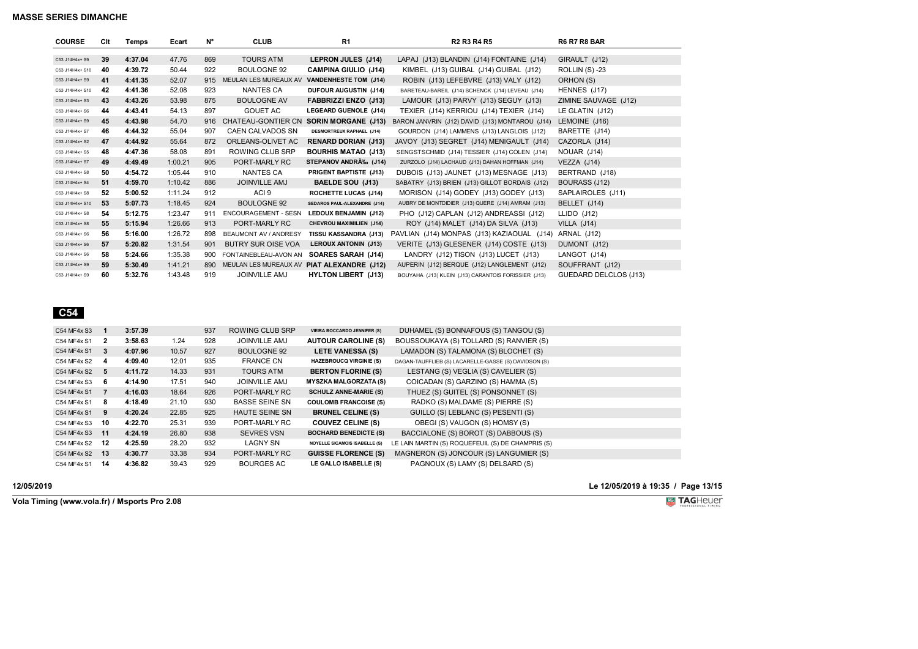## MASSE SERIES DIMANCHE

| COURSE | Clt | Temps | Ecart | N° | CLUB | R1 | R2 R3 R4 R5 | R6 R7 R8 BAR |
|---|---|---|---|---|---|---|---|---|
| C53 J14H4x+ S9 | 39 | 4:37.04 | 47.76 | 869 | TOURS ATM | LEPRON JULES (J14) | LAPAJ (J13) BLANDIN (J14) FONTAINE (J14) | GIRAULT (J12) |
| C53 J14H4x+ S10 | 40 | 4:39.72 | 50.44 | 922 | BOULOGNE 92 | CAMPINA GIULIO (J14) | KIMBEL (J13) GUIBAL (J14) GUIBAL (J12) | ROLLIN (S) -23 |
| C53 J14H4x+ S9 | 41 | 4:41.35 | 52.07 | 915 | MEULAN LES MUREAUX AV | VANDENHESTE TOM (J14) | ROBIN (J13) LEFEBVRE (J13) VALY (J12) | ORHON (S) |
| C53 J14H4x+ S10 | 42 | 4:41.36 | 52.08 | 923 | NANTES CA | DUFOUR AUGUSTIN (J14) | BARETEAU-BAREIL (J14) SCHENCK (J14) LEVEAU (J14) | HENNES (J17) |
| C53 J14H4x+ S3 | 43 | 4:43.26 | 53.98 | 875 | BOULOGNE AV | FABBRIZZI ENZO (J13) | LAMOUR (J13) PARVY (J13) SEGUY (J13) | ZIMINE SAUVAGE (J12) |
| C53 J14H4x+ S6 | 44 | 4:43.41 | 54.13 | 897 | GOUET AC | LEGEARD GUENOLE (J14) | TEXIER (J14) KERRIOU (J14) TEXIER (J14) | LE GLATIN (J12) |
| C53 J14H4x+ S9 | 45 | 4:43.98 | 54.70 | 916 | CHATEAU-GONTIER CN | SORIN MORGANE (J13) | BARON JANVRIN (J12) DAVID (J13) MONTAROU (J14) | LEMOINE (J16) |
| C53 J14H4x+ S7 | 46 | 4:44.32 | 55.04 | 907 | CAEN CALVADOS SN | DESMORTREUX RAPHAEL (J14) | GOURDON (J14) LAMMENS (J13) LANGLOIS (J12) | BARETTE (J14) |
| C53 J14H4x+ S2 | 47 | 4:44.92 | 55.64 | 872 | ORLEANS-OLIVET AC | RENARD DORIAN (J13) | JAVOY (J13) SEGRET (J14) MENIGAULT (J14) | CAZORLA (J14) |
| C53 J14H4x+ S5 | 48 | 4:47.36 | 58.08 | 891 | ROWING CLUB SRP | BOURHIS MATAO (J13) | SENGSTSCHMID (J14) TESSIER (J14) COLEN (J14) | NOUAR (J14) |
| C53 J14H4x+ S7 | 49 | 4:49.49 | 1:00.21 | 905 | PORT-MARLY RC | STEPANOV ANDRÃ‰ (J14) | ZURZOLO (J14) LACHAUD (J13) DAHAN HOFFMAN (J14) | VEZZA (J14) |
| C53 J14H4x+ S8 | 50 | 4:54.72 | 1:05.44 | 910 | NANTES CA | PRIGENT BAPTISTE (J13) | DUBOIS (J13) JAUNET (J13) MESNAGE (J13) | BERTRAND (J18) |
| C53 J14H4x+ S4 | 51 | 4:59.70 | 1:10.42 | 886 | JOINVILLE AMJ | BAELDE SOU (J13) | SABATRY (J13) BRIEN (J13) GILLOT BORDAIS (J12) | BOURASS (J12) |
| C53 J14H4x+ S8 | 52 | 5:00.52 | 1:11.24 | 912 | ACI 9 | ROCHETTE LUCAS (J14) | MORISON (J14) GODEY (J13) GODEY (J13) | SAPLAIROLES (J11) |
| C53 J14H4x+ S10 | 53 | 5:07.73 | 1:18.45 | 924 | BOULOGNE 92 | SEDAROS PAUL-ALEXANDRE (J14) | AUBRY DE MONTDIDIER (J13) QUERE (J14) AMRAM (J13) | BELLET (J14) |
| C53 J14H4x+ S8 | 54 | 5:12.75 | 1:23.47 | 911 | ENCOURAGEMENT - SESN | LEDOUX BENJAMIN (J12) | PHO (J12) CAPLAN (J12) ANDREASSI (J12) | LLIDO (J12) |
| C53 J14H4x+ S8 | 55 | 5:15.94 | 1:26.66 | 913 | PORT-MARLY RC | CHEVROU MAXIMILIEN (J14) | ROY (J14) MALET (J14) DA SILVA (J13) | VILLA (J14) |
| C53 J14H4x+ S6 | 56 | 5:16.00 | 1:26.72 | 898 | BEAUMONT AV / ANDRESY | TISSU KASSANDRA (J13) | PAVLIAN (J14) MONPAS (J13) KAZIAOUAL (J14) | ARNAL (J12) |
| C53 J14H4x+ S6 | 57 | 5:20.82 | 1:31.54 | 901 | BUTRY SUR OISE VOA | LEROUX ANTONIN (J13) | VERITE (J13) GLESENER (J14) COSTE (J13) | DUMONT (J12) |
| C53 J14H4x+ S6 | 58 | 5:24.66 | 1:35.38 | 900 | FONTAINEBLEAU-AVON AN | SOARES SARAH (J14) | LANDRY (J12) TISON (J13) LUCET (J13) | LANGOT (J14) |
| C53 J14H4x+ S9 | 59 | 5:30.49 | 1:41.21 | 890 | MEULAN LES MUREAUX AV | PIAT ALEXANDRE (J12) | AUPERIN (J12) BERQUE (J12) LANGLEMENT (J12) | SOUFFRANT (J12) |
| C53 J14H4x+ S9 | 60 | 5:32.76 | 1:43.48 | 919 | JOINVILLE AMJ | HYLTON LIBERT (J13) | BOUYAHA (J13) KLEIN (J13) CARANTOIS FORISSIER (J13) | GUEDARD DELCLOS (J13) |

## C54

| | | | | | | | |
|---|---|---|---|---|---|---|---|
| C54 MF4x S3 | 1 | 3:57.39 | | 937 | ROWING CLUB SRP | VIEIRA BOCCARDO JENNIFER (S) | DUHAMEL (S) BONNAFOUS (S) TANGOU (S) |
| C54 MF4x S1 | 2 | 3:58.63 | 1.24 | 928 | JOINVILLE AMJ | AUTOUR CAROLINE (S) | BOUSSOUKAYA (S) TOLLARD (S) RANVIER (S) |
| C54 MF4x S1 | 3 | 4:07.96 | 10.57 | 927 | BOULOGNE 92 | LETE VANESSA (S) | LAMADON (S) TALAMONA (S) BLOCHET (S) |
| C54 MF4x S2 | 4 | 4:09.40 | 12.01 | 935 | FRANCE CN | HAZEBROUCQ VIRGINIE (S) | DAGAN-TAUFFLIEB (S) LACARELLE-GASSE (S) DAVIDSON (S) |
| C54 MF4x S2 | 5 | 4:11.72 | 14.33 | 931 | TOURS ATM | BERTON FLORINE (S) | LESTANG (S) VEGLIA (S) CAVELIER (S) |
| C54 MF4x S3 | 6 | 4:14.90 | 17.51 | 940 | JOINVILLE AMJ | MYSZKA MALGORZATA (S) | COICADAN (S) GARZINO (S) HAMMA (S) |
| C54 MF4x S1 | 7 | 4:16.03 | 18.64 | 926 | PORT-MARLY RC | SCHULZ ANNE-MARIE (S) | THUEZ (S) GUITEL (S) PONSONNET (S) |
| C54 MF4x S1 | 8 | 4:18.49 | 21.10 | 930 | BASSE SEINE SN | COULOMB FRANCOISE (S) | RADKO (S) MALDAME (S) PIERRE (S) |
| C54 MF4x S1 | 9 | 4:20.24 | 22.85 | 925 | HAUTE SEINE SN | BRUNEL CELINE (S) | GUILLO (S) LEBLANC (S) PESENTI (S) |
| C54 MF4x S3 | 10 | 4:22.70 | 25.31 | 939 | PORT-MARLY RC | COUVEZ CELINE (S) | OBEGI (S) VAUGON (S) HOMSY (S) |
| C54 MF4x S3 | 11 | 4:24.19 | 26.80 | 938 | SEVRES VSN | BOCHARD BENEDICTE (S) | BACCIALONE (S) BOROT (S) DABBOUS (S) |
| C54 MF4x S2 | 12 | 4:25.59 | 28.20 | 932 | LAGNY SN | NOYELLE SICAMOIS ISABELLE (S) | LE LAIN MARTIN (S) ROQUEFEUIL (S) DE CHAMPRIS (S) |
| C54 MF4x S2 | 13 | 4:30.77 | 33.38 | 934 | PORT-MARLY RC | GUISSE FLORENCE (S) | MAGNERON (S) JONCOUR (S) LANGUMIER (S) |
| C54 MF4x S1 | 14 | 4:36.82 | 39.43 | 929 | BOURGES AC | LE GALLO ISABELLE (S) | PAGNOUX (S) LAMY (S) DELSARD (S) |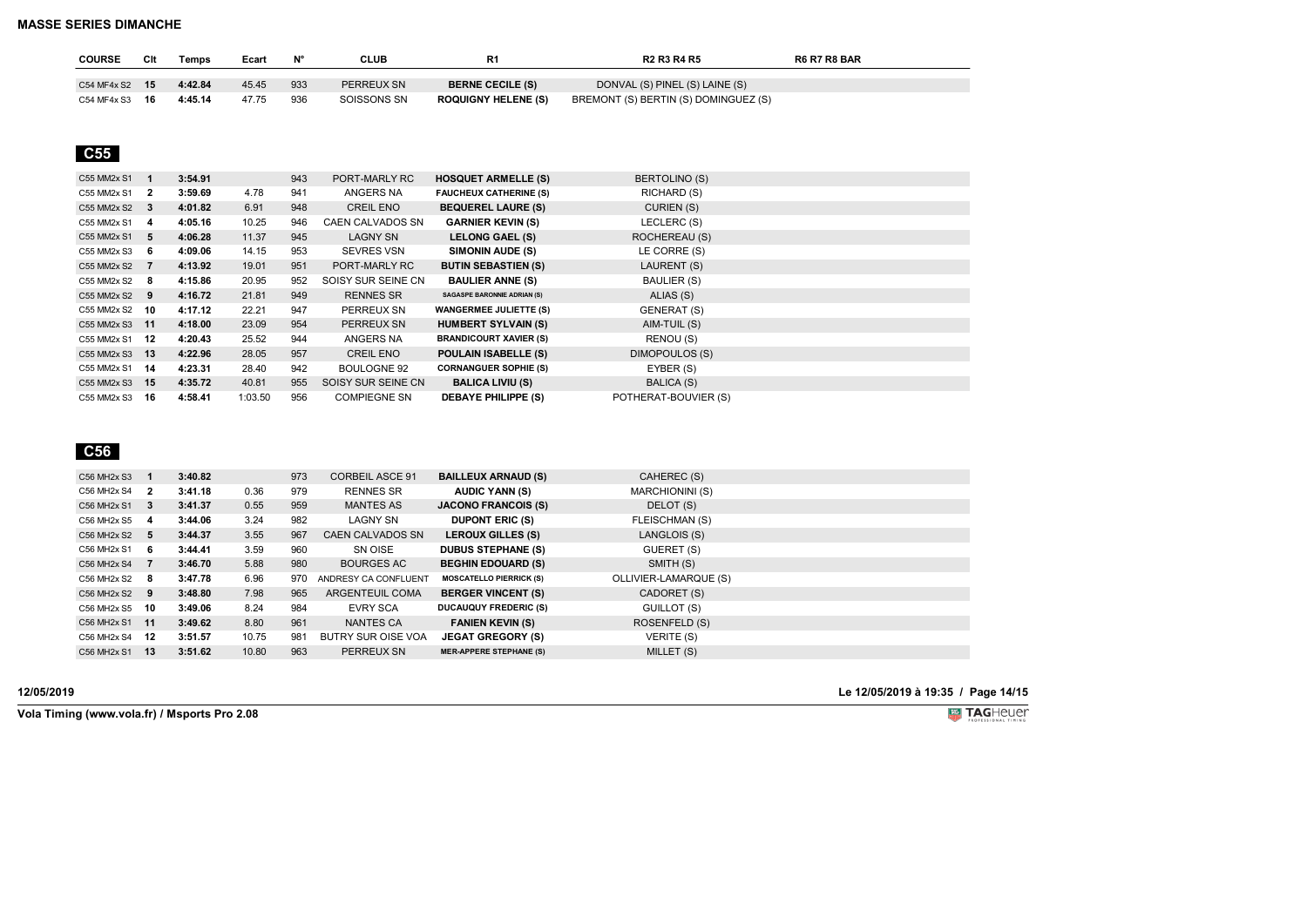## MASSE SERIES DIMANCHE

| COURSE | Clt | Temps | Ecart | N° | CLUB | R1 | R2 R3 R4 R5 | R6 R7 R8 BAR |
|---|---|---|---|---|---|---|---|---|
| C54 MF4x S2 | **15** | **4:42.84** | 45.45 | 933 | PERREUX SN | **BERNE CECILE (S)** | DONVAL (S) PINEL (S) LAINE (S) | |
| C54 MF4x S3 | **16** | **4:45.14** | 47.75 | 936 | SOISSONS SN | **ROQUIGNY HELENE (S)** | BREMONT (S) BERTIN (S) DOMINGUEZ (S) | |

### C55

| COURSE | Clt | Temps | Ecart | N° | CLUB | R1 | R2 R3 R4 R5 | R6 R7 R8 BAR |
|---|---|---|---|---|---|---|---|---|
| C55 MM2x S1 | **1** | **3:54.91** | | 943 | PORT-MARLY RC | **HOSQUET ARMELLE (S)** | BERTOLINO (S) | |
| C55 MM2x S1 | **2** | **3:59.69** | 4.78 | 941 | ANGERS NA | **FAUCHEUX CATHERINE (S)** | RICHARD (S) | |
| C55 MM2x S2 | **3** | **4:01.82** | 6.91 | 948 | CREIL ENO | **BEQUEREL LAURE (S)** | CURIEN (S) | |
| C55 MM2x S1 | **4** | **4:05.16** | 10.25 | 946 | CAEN CALVADOS SN | **GARNIER KEVIN (S)** | LECLERC (S) | |
| C55 MM2x S1 | **5** | **4:06.28** | 11.37 | 945 | LAGNY SN | **LELONG GAEL (S)** | ROCHEREAU (S) | |
| C55 MM2x S3 | **6** | **4:09.06** | 14.15 | 953 | SEVRES VSN | **SIMONIN AUDE (S)** | LE CORRE (S) | |
| C55 MM2x S2 | **7** | **4:13.92** | 19.01 | 951 | PORT-MARLY RC | **BUTIN SEBASTIEN (S)** | LAURENT (S) | |
| C55 MM2x S2 | **8** | **4:15.86** | 20.95 | 952 | SOISY SUR SEINE CN | **BAULIER ANNE (S)** | BAULIER (S) | |
| C55 MM2x S2 | **9** | **4:16.72** | 21.81 | 949 | RENNES SR | **SAGASPE BARONNIE ADRIAN (S)** | ALIAS (S) | |
| C55 MM2x S2 | **10** | **4:17.12** | 22.21 | 947 | PERREUX SN | **WANGERMEE JULIETTE (S)** | GENERAT (S) | |
| C55 MM2x S3 | **11** | **4:18.00** | 23.09 | 954 | PERREUX SN | **HUMBERT SYLVAIN (S)** | AIM-TUIL (S) | |
| C55 MM2x S1 | **12** | **4:20.43** | 25.52 | 944 | ANGERS NA | **BRANDICOURT XAVIER (S)** | RENOU (S) | |
| C55 MM2x S3 | **13** | **4:22.96** | 28.05 | 957 | CREIL ENO | **POULAIN ISABELLE (S)** | DIMOPOULOS (S) | |
| C55 MM2x S1 | **14** | **4:23.31** | 28.40 | 942 | BOULOGNE 92 | **CORNANGUER SOPHIE (S)** | EYBER (S) | |
| C55 MM2x S3 | **15** | **4:35.72** | 40.81 | 955 | SOISY SUR SEINE CN | **BALICA LIVIU (S)** | BALICA (S) | |
| C55 MM2x S3 | **16** | **4:58.41** | 1:03.50 | 956 | COMPIEGNE SN | **DEBAYE PHILIPPE (S)** | POTHERAT-BOUVIER (S) | |

### C56

| COURSE | Clt | Temps | Ecart | N° | CLUB | R1 | R2 R3 R4 R5 | R6 R7 R8 BAR |
|---|---|---|---|---|---|---|---|---|
| C56 MH2x S3 | **1** | **3:40.82** | | 973 | CORBEIL ASCE 91 | **BAILLEUX ARNAUD (S)** | CAHEREC (S) | |
| C56 MH2x S4 | **2** | **3:41.18** | 0.36 | 979 | RENNES SR | **AUDIC YANN (S)** | MARCHIONINI (S) | |
| C56 MH2x S1 | **3** | **3:41.37** | 0.55 | 959 | MANTES AS | **JACONO FRANCOIS (S)** | DELOT (S) | |
| C56 MH2x S5 | **4** | **3:44.06** | 3.24 | 982 | LAGNY SN | **DUPONT ERIC (S)** | FLEISCHMAN (S) | |
| C56 MH2x S2 | **5** | **3:44.37** | 3.55 | 967 | CAEN CALVADOS SN | **LEROUX GILLES (S)** | LANGLOIS (S) | |
| C56 MH2x S1 | **6** | **3:44.41** | 3.59 | 960 | SN OISE | **DUBUS STEPHANE (S)** | GUERET (S) | |
| C56 MH2x S4 | **7** | **3:46.70** | 5.88 | 980 | BOURGES AC | **BEGHIN EDOUARD (S)** | SMITH (S) | |
| C56 MH2x S2 | **8** | **3:47.78** | 6.96 | 970 | ANDRESY CA CONFLUENT | **MOSCATELLO PIERRICK (S)** | OLLIVIER-LAMARQUE (S) | |
| C56 MH2x S2 | **9** | **3:48.80** | 7.98 | 965 | ARGENTEUIL COMA | **BERGER VINCENT (S)** | CADORET (S) | |
| C56 MH2x S5 | **10** | **3:49.06** | 8.24 | 984 | EVRY SCA | **DUCAUQUY FREDERIC (S)** | GUILLOT (S) | |
| C56 MH2x S1 | **11** | **3:49.62** | 8.80 | 961 | NANTES CA | **FANIEN KEVIN (S)** | ROSENFELD (S) | |
| C56 MH2x S4 | **12** | **3:51.57** | 10.75 | 981 | BUTRY SUR OISE VOA | **JEGAT GREGORY (S)** | VERITE (S) | |
| C56 MH2x S1 | **13** | **3:51.62** | 10.80 | 963 | PERREUX SN | **MER-APPERE STEPHANE (S)** | MILLET (S) | |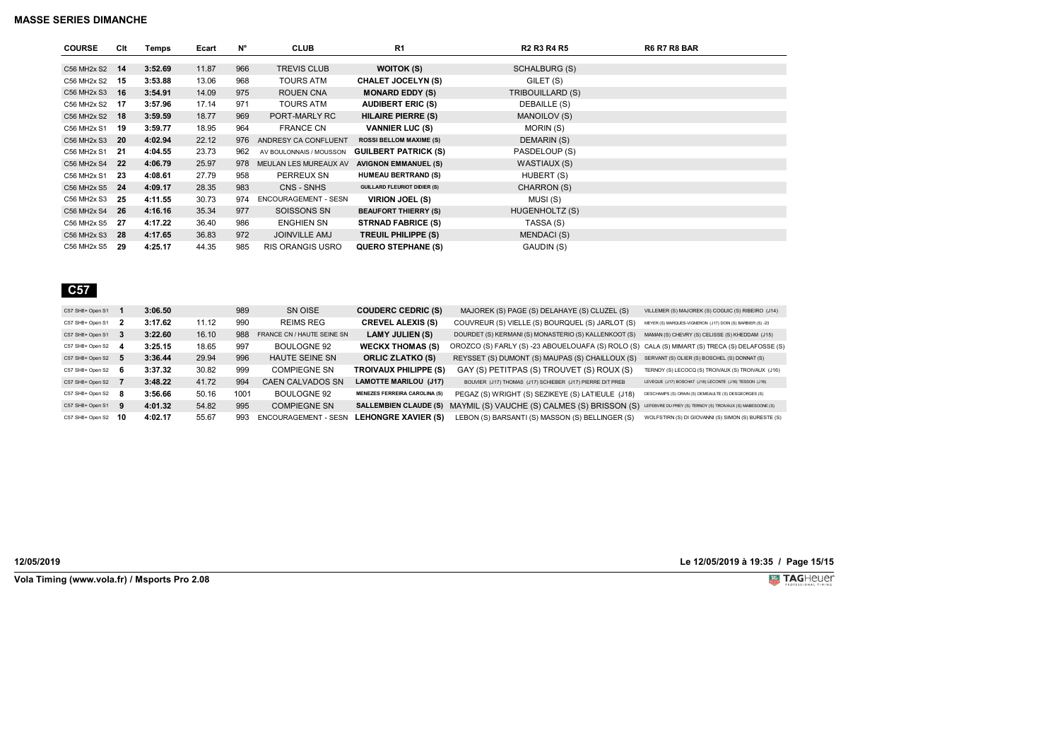## MASSE SERIES DIMANCHE

| COURSE | Clt | Temps | Ecart | N° | CLUB | R1 | R2 R3 R4 R5 | R6 R7 R8 BAR |
|---|---|---|---|---|---|---|---|---|
| C56 MH2x S2 | 14 | 3:52.69 | 11.87 | 966 | TREVIS CLUB | WOITOK (S) | SCHALBURG (S) | |
| C56 MH2x S2 | 15 | 3:53.88 | 13.06 | 968 | TOURS ATM | CHALET JOCELYN (S) | GILET (S) | |
| C56 MH2x S3 | 16 | 3:54.91 | 14.09 | 975 | ROUEN CNA | MONARD EDDY (S) | TRIBOUILLARD (S) | |
| C56 MH2x S2 | 17 | 3:57.96 | 17.14 | 971 | TOURS ATM | AUDIBERT ERIC (S) | DEBAILLE (S) | |
| C56 MH2x S2 | 18 | 3:59.59 | 18.77 | 969 | PORT-MARLY RC | HILAIRE PIERRE (S) | MANOILOV (S) | |
| C56 MH2x S1 | 19 | 3:59.77 | 18.95 | 964 | FRANCE CN | VANNIER LUC (S) | MORIN (S) | |
| C56 MH2x S3 | 20 | 4:02.94 | 22.12 | 976 | ANDRESY CA CONFLUENT | ROSSI BELLOM MAXIME (S) | DEMARIN (S) | |
| C56 MH2x S1 | 21 | 4:04.55 | 23.73 | 962 | AV BOULONNAIS / MOUSSON | GUILBERT PATRICK (S) | PASDELOUP (S) | |
| C56 MH2x S4 | 22 | 4:06.79 | 25.97 | 978 | MEULAN LES MUREAUX AV | AVIGNON EMMANUEL (S) | WASTIAUX (S) | |
| C56 MH2x S1 | 23 | 4:08.61 | 27.79 | 958 | PERREUX SN | HUMEAU BERTRAND (S) | HUBERT (S) | |
| C56 MH2x S5 | 24 | 4:09.17 | 28.35 | 983 | CNS - SNHS | GUILLARD FLEURIOT DIDIER (S) | CHARRON (S) | |
| C56 MH2x S3 | 25 | 4:11.55 | 30.73 | 974 | ENCOURAGEMENT - SESN | VIRION JOEL (S) | MUSI (S) | |
| C56 MH2x S4 | 26 | 4:16.16 | 35.34 | 977 | SOISSONS SN | BEAUFORT THIERRY (S) | HUGENHOLTZ (S) | |
| C56 MH2x S5 | 27 | 4:17.22 | 36.40 | 986 | ENGHIEN SN | STRNAD FABRICE (S) | TASSA (S) | |
| C56 MH2x S3 | 28 | 4:17.65 | 36.83 | 972 | JOINVILLE AMJ | TREUIL PHILIPPE (S) | MENDACI (S) | |
| C56 MH2x S5 | 29 | 4:25.17 | 44.35 | 985 | RIS ORANGIS USRO | QUERO STEPHANE (S) | GAUDIN (S) | |

## C57

| COURSE | Clt | Temps | Ecart | N° | CLUB | R1 | R2 R3 R4 R5 | R6 R7 R8 BAR |
|---|---|---|---|---|---|---|---|---|
| C57 SH8+ Open S1 | 1 | 3:06.50 | | 989 | SN OISE | COUDERC CEDRIC (S) | MAJOREK (S) PAGE (S) DELAHAYE (S) CLUZEL (S) | VILLEMER (S) MAJOREK (S) COGUIC (S) RIBEIRO (J14) |
| C57 SH8+ Open S1 | 2 | 3:17.62 | 11.12 | 990 | REIMS REG | CREVEL ALEXIS (S) | COUVREUR (S) VIELLE (S) BOURQUEL (S) JARLOT (S) | MEYER (S) MARQUES-VIGNERON (J17) DOIN (S) BARBIER (S) -23 |
| C57 SH8+ Open S1 | 3 | 3:22.60 | 16.10 | 988 | FRANCE CN / HAUTE SEINE SN | LAMY JULIEN (S) | DOURDET (S) KERMANI (S) MONASTERIO (S) KALLENKOOT (S) | MAMAN (S) CHEVRY (S) CELISSE (S) KHEDDAM (J15) |
| C57 SH8+ Open S2 | 4 | 3:25.15 | 18.65 | 997 | BOULOGNE 92 | WECKX THOMAS (S) | OROZCO (S) FARLY (S) -23 ABOUELOUAFA (S) ROLO (S) | CALA (S) MIMART (S) TRECA (S) DELAFOSSE (S) |
| C57 SH8+ Open S2 | 5 | 3:36.44 | 29.94 | 996 | HAUTE SEINE SN | ORLIC ZLATKO (S) | REYSSET (S) DUMONT (S) MAUPAS (S) CHAILLOUX (S) | SERVANT (S) OLIER (S) BOSCHEL (S) DONNAT (S) |
| C57 SH8+ Open S2 | 6 | 3:37.32 | 30.82 | 999 | COMPIEGNE SN | TROIVAUX PHILIPPE (S) | GAY (S) PETITPAS (S) TROUVET (S) ROUX (S) | TERNOY (S) LECOCQ (S) TROIVAUX (S) TROIVAUX (J16) |
| C57 SH8+ Open S2 | 7 | 3:48.22 | 41.72 | 994 | CAEN CALVADOS SN | LAMOTTE MARILOU (J17) | BOUVIER (J17) THOMAS (J17) SCHIEBER (J17) PIERRE DIT PREB | LEVEQUE (J17) BOSCHAT (J16) LECONTE (J16) TESSON (J16) |
| C57 SH8+ Open S2 | 8 | 3:56.66 | 50.16 | 1001 | BOULOGNE 92 | MENEZES FERREIRA CAROLINA (S) | PEGAZ (S) WRIGHT (S) SEZIKEYE (S) LATIEULE (J18) | DESCHAMPS (S) ORAIN (S) DEMEAULTE (S) DESGEORGES (S) |
| C57 SH8+ Open S1 | 9 | 4:01.32 | 54.82 | 995 | COMPIEGNE SN | SALLEMBIEN CLAUDE (S) | MAYMIL (S) VAUCHE (S) CALMES (S) BRISSON (S) | LEFEBVRE DU PREY (S) TERNOY (S) TROIVAUX (S) MABESOONE (S) |
| C57 SH8+ Open S2 | 10 | 4:02.17 | 55.67 | 993 | ENCOURAGEMENT - SESN | LEHONGRE XAVIER (S) | LEBON (S) BARSANTI (S) MASSON (S) BELLINGER (S) | WOLFSTIRN (S) DI GIOVANNI (S) SIMON (S) BURESTE (S) |

12/05/2019

Le 12/05/2019 à 19:35

Vola Timing (www.vola.fr) / Msports Pro 2.08